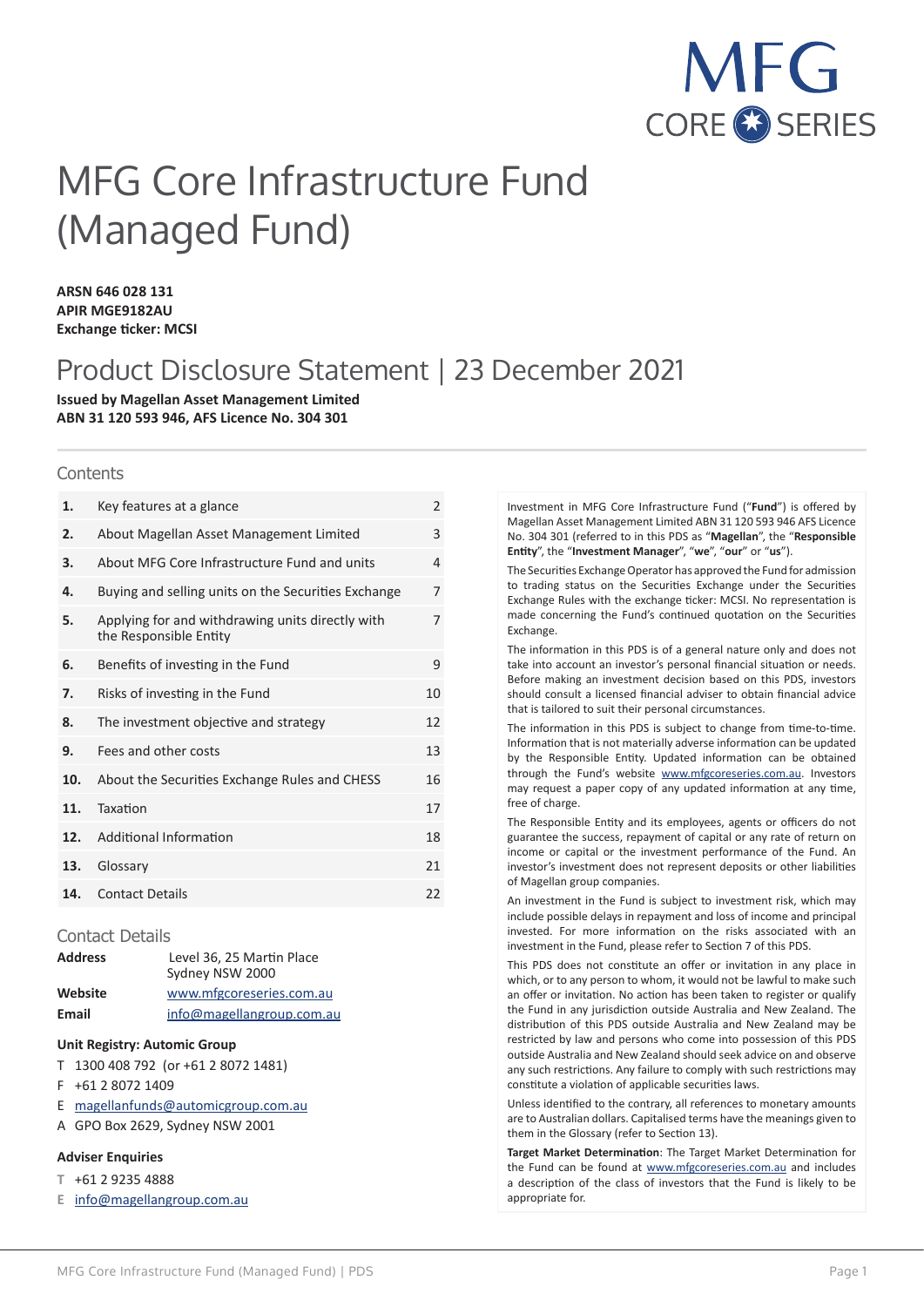MFG CORE SERIES

# MFG Core Infrastructure Fund (Managed Fund)

**ARSN 646 028 131**
**APIR MGE9182AU**
**Exchange ticker: MCSI**

## Product Disclosure Statement | 23 December 2021

**Issued by Magellan Asset Management Limited**
**ABN 31 120 593 946, AFS Licence No. 304 301**

### Contents

| | | |
|---|---|---|
| **1.** | Key features at a glance | 2 |
| **2.** | About Magellan Asset Management Limited | 3 |
| **3.** | About MFG Core Infrastructure Fund and units | 4 |
| **4.** | Buying and selling units on the Securities Exchange | 7 |
| **5.** | Applying for and withdrawing units directly with the Responsible Entity | 7 |
| **6.** | Benefits of investing in the Fund | 9 |
| **7.** | Risks of investing in the Fund | 10 |
| **8.** | The investment objective and strategy | 12 |
| **9.** | Fees and other costs | 13 |
| **10.** | About the Securities Exchange Rules and CHESS | 16 |
| **11.** | Taxation | 17 |
| **12.** | Additional Information | 18 |
| **13.** | Glossary | 21 |
| **14.** | Contact Details | 22 |

### Contact Details

| | |
|---|---|
| **Address** | Level 36, 25 Martin Place Sydney NSW 2000 |
| **Website** | www.mfgcoreseries.com.au |
| **Email** | info@magellangroup.com.au |

**Unit Registry: Automic Group**

T 1300 408 792 (or +61 2 8072 1481)
F +61 2 8072 1409
E magellanfunds@automicgroup.com.au
A GPO Box 2629, Sydney NSW 2001

**Adviser Enquiries**

T +61 2 9235 4888
E info@magellangroup.com.au

Investment in MFG Core Infrastructure Fund ("**Fund**") is offered by Magellan Asset Management Limited ABN 31 120 593 946 AFS Licence No. 304 301 (referred to in this PDS as "**Magellan**", the "**Responsible Entity**", the "**Investment Manager**", "**we**", "**our**" or "**us**").

The Securities Exchange Operator has approved the Fund for admission to trading status on the Securities Exchange under the Securities Exchange Rules with the exchange ticker: MCSI. No representation is made concerning the Fund's continued quotation on the Securities Exchange.

The information in this PDS is of a general nature only and does not take into account an investor's personal financial situation or needs. Before making an investment decision based on this PDS, investors should consult a licensed financial adviser to obtain financial advice that is tailored to suit their personal circumstances.

The information in this PDS is subject to change from time-to-time. Information that is not materially adverse information can be updated by the Responsible Entity. Updated information can be obtained through the Fund's website www.mfgcoreseries.com.au. Investors may request a paper copy of any updated information at any time, free of charge.

The Responsible Entity and its employees, agents or officers do not guarantee the success, repayment of capital or any rate of return on income or capital or the investment performance of the Fund. An investor's investment does not represent deposits or other liabilities of Magellan group companies.

An investment in the Fund is subject to investment risk, which may include possible delays in repayment and loss of income and principal invested. For more information on the risks associated with an investment in the Fund, please refer to Section 7 of this PDS.

This PDS does not constitute an offer or invitation in any place in which, or to any person to whom, it would not be lawful to make such an offer or invitation. No action has been taken to register or qualify the Fund in any jurisdiction outside Australia and New Zealand. The distribution of this PDS outside Australia and New Zealand may be restricted by law and persons who come into possession of this PDS outside Australia and New Zealand should seek advice on and observe any such restrictions. Any failure to comply with such restrictions may constitute a violation of applicable securities laws.

Unless identified to the contrary, all references to monetary amounts are to Australian dollars. Capitalised terms have the meanings given to them in the Glossary (refer to Section 13).

**Target Market Determination**: The Target Market Determination for the Fund can be found at www.mfgcoreseries.com.au and includes a description of the class of investors that the Fund is likely to be appropriate for.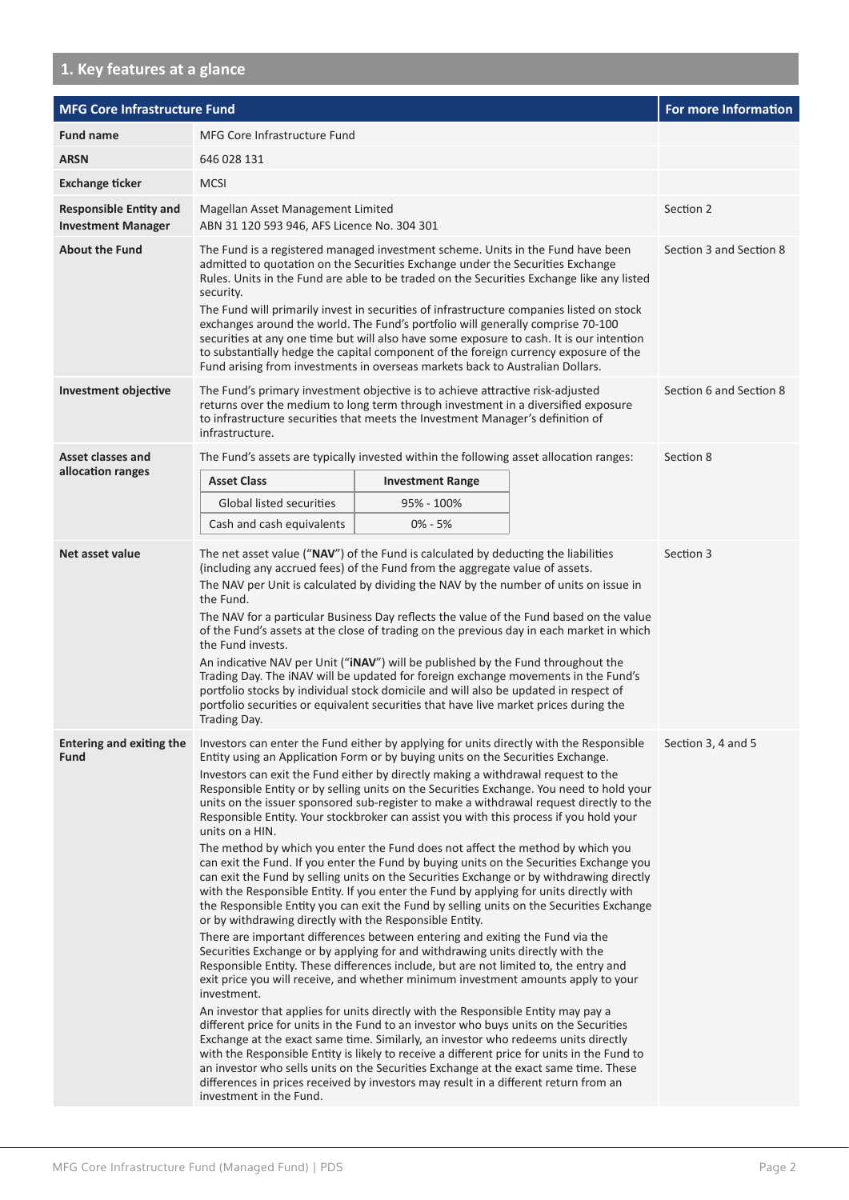## 1. Key features at a glance

| MFG Core Infrastructure Fund | | For more Information |
|---|---|---|
| **Fund name** | MFG Core Infrastructure Fund | |
| **ARSN** | 646 028 131 | |
| **Exchange ticker** | MCSI | |
| **Responsible Entity and Investment Manager** | Magellan Asset Management Limited<br>ABN 31 120 593 946, AFS Licence No. 304 301 | Section 2 |
| **About the Fund** | The Fund is a registered managed investment scheme. Units in the Fund have been admitted to quotation on the Securities Exchange under the Securities Exchange Rules. Units in the Fund are able to be traded on the Securities Exchange like any listed security.<br>The Fund will primarily invest in securities of infrastructure companies listed on stock exchanges around the world. The Fund's portfolio will generally comprise 70-100 securities at any one time but will also have some exposure to cash. It is our intention to substantially hedge the capital component of the foreign currency exposure of the Fund arising from investments in overseas markets back to Australian Dollars. | Section 3 and Section 8 |
| **Investment objective** | The Fund's primary investment objective is to achieve attractive risk-adjusted returns over the medium to long term through investment in a diversified exposure to infrastructure securities that meets the Investment Manager's definition of infrastructure. | Section 6 and Section 8 |
| **Asset classes and allocation ranges** | The Fund's assets are typically invested within the following asset allocation ranges:<br>**Asset Class** – **Investment Range**<br>Global listed securities – 95% - 100%<br>Cash and cash equivalents – 0% - 5% | Section 8 |
| **Net asset value** | The net asset value ("**NAV**") of the Fund is calculated by deducting the liabilities (including any accrued fees) of the Fund from the aggregate value of assets.<br>The NAV per Unit is calculated by dividing the NAV by the number of units on issue in the Fund.<br>The NAV for a particular Business Day reflects the value of the Fund based on the value of the Fund's assets at the close of trading on the previous day in each market in which the Fund invests.<br>An indicative NAV per Unit ("**iNAV**") will be published by the Fund throughout the Trading Day. The iNAV will be updated for foreign exchange movements in the Fund's portfolio stocks by individual stock domicile and will also be updated in respect of portfolio securities or equivalent securities that have live market prices during the Trading Day. | Section 3 |
| **Entering and exiting the Fund** | Investors can enter the Fund either by applying for units directly with the Responsible Entity using an Application Form or by buying units on the Securities Exchange.<br>Investors can exit the Fund either by directly making a withdrawal request to the Responsible Entity or by selling units on the Securities Exchange. You need to hold your units on the issuer sponsored sub-register to make a withdrawal request directly to the Responsible Entity. Your stockbroker can assist you with this process if you hold your units on a HIN.<br>The method by which you enter the Fund does not affect the method by which you can exit the Fund. If you enter the Fund by buying units on the Securities Exchange you can exit the Fund by selling units on the Securities Exchange or by withdrawing directly with the Responsible Entity. If you enter the Fund by applying for units directly with the Responsible Entity you can exit the Fund by selling units on the Securities Exchange or by withdrawing directly with the Responsible Entity.<br>There are important differences between entering and exiting the Fund via the Securities Exchange or by applying for and withdrawing units directly with the Responsible Entity. These differences include, but are not limited to, the entry and exit price you will receive, and whether minimum investment amounts apply to your investment.<br>An investor that applies for units directly with the Responsible Entity may pay a different price for units in the Fund to an investor who buys units on the Securities Exchange at the exact same time. Similarly, an investor who redeems units directly with the Responsible Entity is likely to receive a different price for units in the Fund to an investor who sells units on the Securities Exchange at the exact same time. These differences in prices received by investors may result in a different return from an investment in the Fund. | Section 3, 4 and 5 |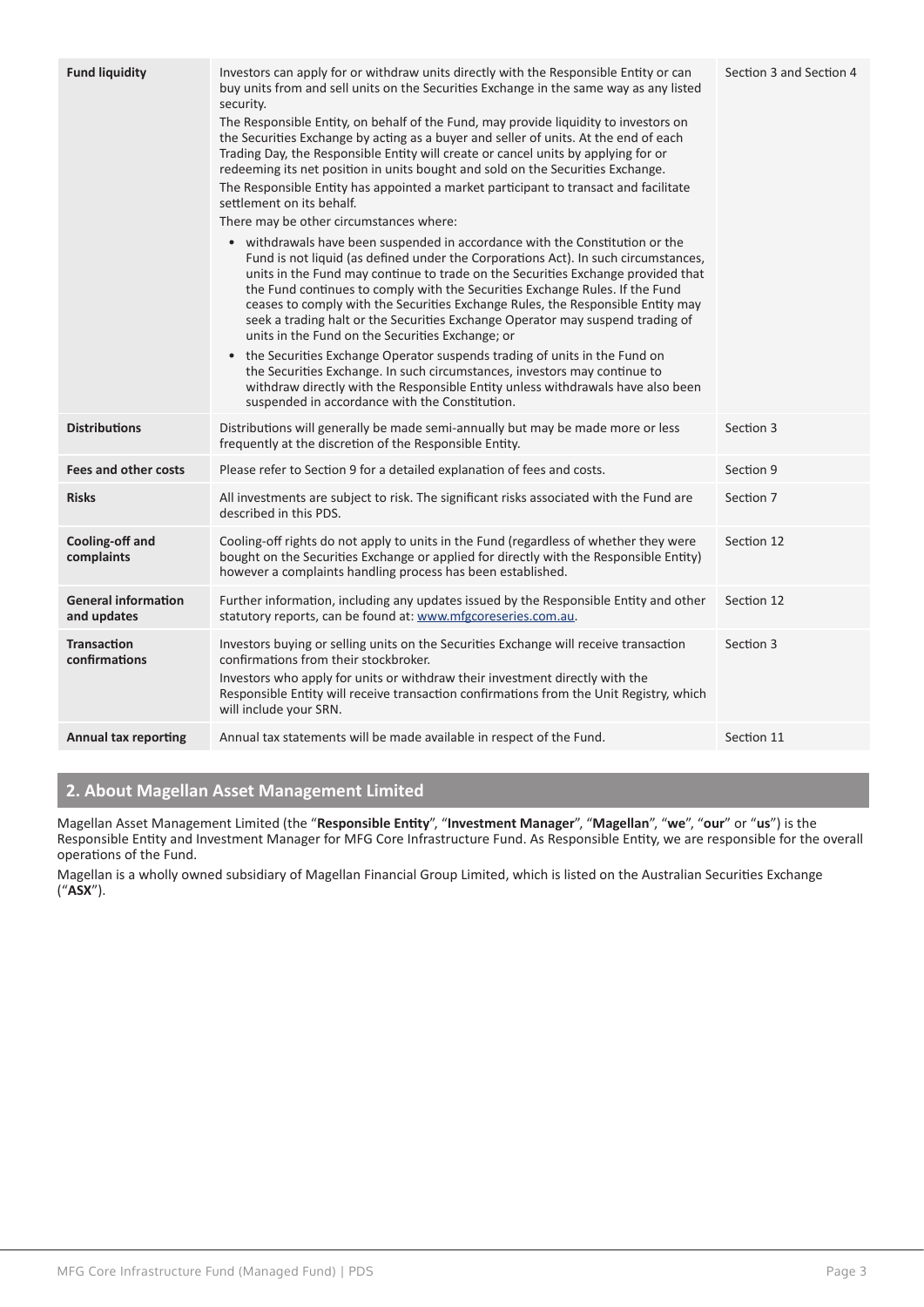| | | |
|---|---|---|
| **Fund liquidity** | Investors can apply for or withdraw units directly with the Responsible Entity or can buy units from and sell units on the Securities Exchange in the same way as any listed security.<br>The Responsible Entity, on behalf of the Fund, may provide liquidity to investors on the Securities Exchange by acting as a buyer and seller of units. At the end of each Trading Day, the Responsible Entity will create or cancel units by applying for or redeeming its net position in units bought and sold on the Securities Exchange.<br>The Responsible Entity has appointed a market participant to transact and facilitate settlement on its behalf.<br>There may be other circumstances where:<br>• withdrawals have been suspended in accordance with the Constitution or the Fund is not liquid (as defined under the Corporations Act). In such circumstances, units in the Fund may continue to trade on the Securities Exchange provided that the Fund continues to comply with the Securities Exchange Rules. If the Fund ceases to comply with the Securities Exchange Rules, the Responsible Entity may seek a trading halt or the Securities Exchange Operator may suspend trading of units in the Fund on the Securities Exchange; or<br>• the Securities Exchange Operator suspends trading of units in the Fund on the Securities Exchange. In such circumstances, investors may continue to withdraw directly with the Responsible Entity unless withdrawals have also been suspended in accordance with the Constitution. | Section 3 and Section 4 |
| **Distributions** | Distributions will generally be made semi-annually but may be made more or less frequently at the discretion of the Responsible Entity. | Section 3 |
| **Fees and other costs** | Please refer to Section 9 for a detailed explanation of fees and costs. | Section 9 |
| **Risks** | All investments are subject to risk. The significant risks associated with the Fund are described in this PDS. | Section 7 |
| **Cooling-off and complaints** | Cooling-off rights do not apply to units in the Fund (regardless of whether they were bought on the Securities Exchange or applied for directly with the Responsible Entity) however a complaints handling process has been established. | Section 12 |
| **General information and updates** | Further information, including any updates issued by the Responsible Entity and other statutory reports, can be found at: www.mfgcoreseries.com.au. | Section 12 |
| **Transaction confirmations** | Investors buying or selling units on the Securities Exchange will receive transaction confirmations from their stockbroker.<br>Investors who apply for units or withdraw their investment directly with the Responsible Entity will receive transaction confirmations from the Unit Registry, which will include your SRN. | Section 3 |
| **Annual tax reporting** | Annual tax statements will be made available in respect of the Fund. | Section 11 |

## 2. About Magellan Asset Management Limited

Magellan Asset Management Limited (the "**Responsible Entity**", "**Investment Manager**", "**Magellan**", "**we**", "**our**" or "**us**") is the Responsible Entity and Investment Manager for MFG Core Infrastructure Fund. As Responsible Entity, we are responsible for the overall operations of the Fund.

Magellan is a wholly owned subsidiary of Magellan Financial Group Limited, which is listed on the Australian Securities Exchange ("**ASX**").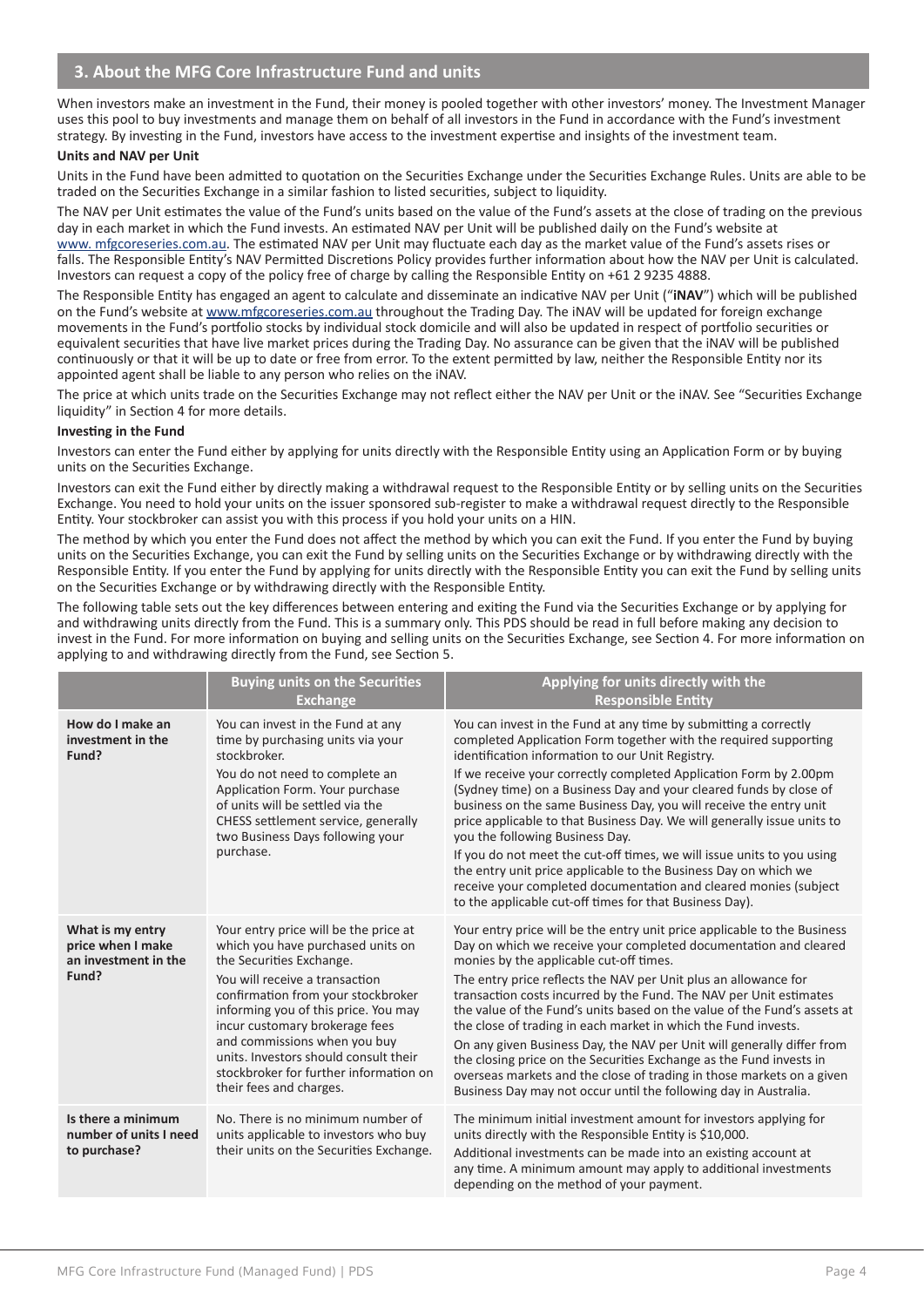## 3. About the MFG Core Infrastructure Fund and units

When investors make an investment in the Fund, their money is pooled together with other investors' money. The Investment Manager uses this pool to buy investments and manage them on behalf of all investors in the Fund in accordance with the Fund's investment strategy. By investing in the Fund, investors have access to the investment expertise and insights of the investment team.

**Units and NAV per Unit**

Units in the Fund have been admitted to quotation on the Securities Exchange under the Securities Exchange Rules. Units are able to be traded on the Securities Exchange in a similar fashion to listed securities, subject to liquidity.

The NAV per Unit estimates the value of the Fund's units based on the value of the Fund's assets at the close of trading on the previous day in each market in which the Fund invests. An estimated NAV per Unit will be published daily on the Fund's website at www. mfgcoreseries.com.au. The estimated NAV per Unit may fluctuate each day as the market value of the Fund's assets rises or falls. The Responsible Entity's NAV Permitted Discretions Policy provides further information about how the NAV per Unit is calculated. Investors can request a copy of the policy free of charge by calling the Responsible Entity on +61 2 9235 4888.

The Responsible Entity has engaged an agent to calculate and disseminate an indicative NAV per Unit ("**iNAV**") which will be published on the Fund's website at www.mfgcoreseries.com.au throughout the Trading Day. The iNAV will be updated for foreign exchange movements in the Fund's portfolio stocks by individual stock domicile and will also be updated in respect of portfolio securities or equivalent securities that have live market prices during the Trading Day. No assurance can be given that the iNAV will be published continuously or that it will be up to date or free from error. To the extent permitted by law, neither the Responsible Entity nor its appointed agent shall be liable to any person who relies on the iNAV.

The price at which units trade on the Securities Exchange may not reflect either the NAV per Unit or the iNAV. See "Securities Exchange liquidity" in Section 4 for more details.

**Investing in the Fund**

Investors can enter the Fund either by applying for units directly with the Responsible Entity using an Application Form or by buying units on the Securities Exchange.

Investors can exit the Fund either by directly making a withdrawal request to the Responsible Entity or by selling units on the Securities Exchange. You need to hold your units on the issuer sponsored sub-register to make a withdrawal request directly to the Responsible Entity. Your stockbroker can assist you with this process if you hold your units on a HIN.

The method by which you enter the Fund does not affect the method by which you can exit the Fund. If you enter the Fund by buying units on the Securities Exchange, you can exit the Fund by selling units on the Securities Exchange or by withdrawing directly with the Responsible Entity. If you enter the Fund by applying for units directly with the Responsible Entity you can exit the Fund by selling units on the Securities Exchange or by withdrawing directly with the Responsible Entity.

The following table sets out the key differences between entering and exiting the Fund via the Securities Exchange or by applying for and withdrawing units directly from the Fund. This is a summary only. This PDS should be read in full before making any decision to invest in the Fund. For more information on buying and selling units on the Securities Exchange, see Section 4. For more information on applying to and withdrawing directly from the Fund, see Section 5.

| | Buying units on the Securities Exchange | Applying for units directly with the Responsible Entity |
|---|---|---|
| **How do I make an investment in the Fund?** | You can invest in the Fund at any time by purchasing units via your stockbroker.<br><br>You do not need to complete an Application Form. Your purchase of units will be settled via the CHESS settlement service, generally two Business Days following your purchase. | You can invest in the Fund at any time by submitting a correctly completed Application Form together with the required supporting identification information to our Unit Registry.<br><br>If we receive your correctly completed Application Form by 2.00pm (Sydney time) on a Business Day and your cleared funds by close of business on the same Business Day, you will receive the entry unit price applicable to that Business Day. We will generally issue units to you the following Business Day.<br><br>If you do not meet the cut-off times, we will issue units to you using the entry unit price applicable to the Business Day on which we receive your completed documentation and cleared monies (subject to the applicable cut-off times for that Business Day). |
| **What is my entry price when I make an investment in the Fund?** | Your entry price will be the price at which you have purchased units on the Securities Exchange.<br><br>You will receive a transaction confirmation from your stockbroker informing you of this price. You may incur customary brokerage fees and commissions when you buy units. Investors should consult their stockbroker for further information on their fees and charges. | Your entry price will be the entry unit price applicable to the Business Day on which we receive your completed documentation and cleared monies by the applicable cut-off times.<br><br>The entry price reflects the NAV per Unit plus an allowance for transaction costs incurred by the Fund. The NAV per Unit estimates the value of the Fund's units based on the value of the Fund's assets at the close of trading in each market in which the Fund invests.<br><br>On any given Business Day, the NAV per Unit will generally differ from the closing price on the Securities Exchange as the Fund invests in overseas markets and the close of trading in those markets on a given Business Day may not occur until the following day in Australia. |
| **Is there a minimum number of units I need to purchase?** | No. There is no minimum number of units applicable to investors who buy their units on the Securities Exchange. | The minimum initial investment amount for investors applying for units directly with the Responsible Entity is $10,000.<br><br>Additional investments can be made into an existing account at any time. A minimum amount may apply to additional investments depending on the method of your payment. |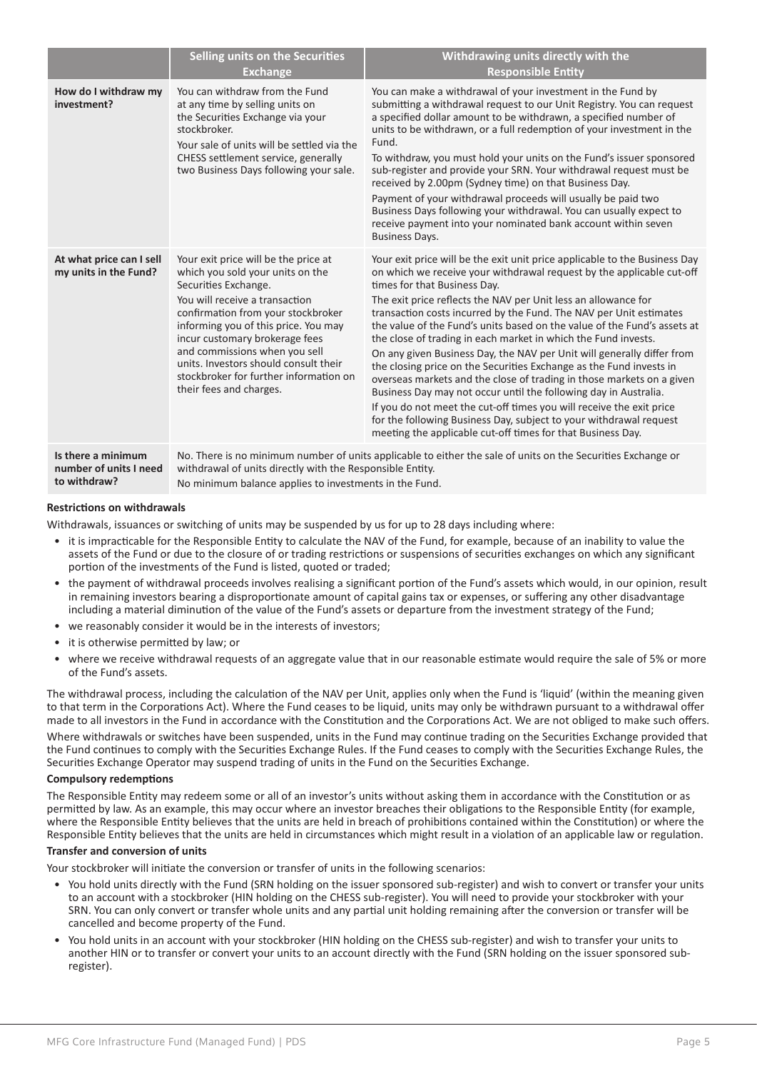| | Selling units on the Securities Exchange | Withdrawing units directly with the Responsible Entity |
|---|---|---|
| **How do I withdraw my investment?** | You can withdraw from the Fund at any time by selling units on the Securities Exchange via your stockbroker.<br><br>Your sale of units will be settled via the CHESS settlement service, generally two Business Days following your sale. | You can make a withdrawal of your investment in the Fund by submitting a withdrawal request to our Unit Registry. You can request a specified dollar amount to be withdrawn, a specified number of units to be withdrawn, or a full redemption of your investment in the Fund.<br><br>To withdraw, you must hold your units on the Fund's issuer sponsored sub-register and provide your SRN. Your withdrawal request must be received by 2.00pm (Sydney time) on that Business Day.<br><br>Payment of your withdrawal proceeds will usually be paid two Business Days following your withdrawal. You can usually expect to receive payment into your nominated bank account within seven Business Days. |
| **At what price can I sell my units in the Fund?** | Your exit price will be the price at which you sold your units on the Securities Exchange.<br><br>You will receive a transaction confirmation from your stockbroker informing you of this price. You may incur customary brokerage fees and commissions when you sell units. Investors should consult their stockbroker for further information on their fees and charges. | Your exit price will be the exit unit price applicable to the Business Day on which we receive your withdrawal request by the applicable cut-off times for that Business Day.<br><br>The exit price reflects the NAV per Unit less an allowance for transaction costs incurred by the Fund. The NAV per Unit estimates the value of the Fund's units based on the value of the Fund's assets at the close of trading in each market in which the Fund invests.<br><br>On any given Business Day, the NAV per Unit will generally differ from the closing price on the Securities Exchange as the Fund invests in overseas markets and the close of trading in those markets on a given Business Day may not occur until the following day in Australia.<br><br>If you do not meet the cut-off times you will receive the exit price for the following Business Day, subject to your withdrawal request meeting the applicable cut-off times for that Business Day. |
| **Is there a minimum number of units I need to withdraw?** | No. There is no minimum number of units applicable to either the sale of units on the Securities Exchange or withdrawal of units directly with the Responsible Entity.<br><br>No minimum balance applies to investments in the Fund. | |

**Restrictions on withdrawals**

Withdrawals, issuances or switching of units may be suspended by us for up to 28 days including where:

- it is impracticable for the Responsible Entity to calculate the NAV of the Fund, for example, because of an inability to value the assets of the Fund or due to the closure of or trading restrictions or suspensions of securities exchanges on which any significant portion of the investments of the Fund is listed, quoted or traded;
- the payment of withdrawal proceeds involves realising a significant portion of the Fund's assets which would, in our opinion, result in remaining investors bearing a disproportionate amount of capital gains tax or expenses, or suffering any other disadvantage including a material diminution of the value of the Fund's assets or departure from the investment strategy of the Fund;
- we reasonably consider it would be in the interests of investors;
- it is otherwise permitted by law; or
- where we receive withdrawal requests of an aggregate value that in our reasonable estimate would require the sale of 5% or more of the Fund's assets.

The withdrawal process, including the calculation of the NAV per Unit, applies only when the Fund is 'liquid' (within the meaning given to that term in the Corporations Act). Where the Fund ceases to be liquid, units may only be withdrawn pursuant to a withdrawal offer made to all investors in the Fund in accordance with the Constitution and the Corporations Act. We are not obliged to make such offers.

Where withdrawals or switches have been suspended, units in the Fund may continue trading on the Securities Exchange provided that the Fund continues to comply with the Securities Exchange Rules. If the Fund ceases to comply with the Securities Exchange Rules, the Securities Exchange Operator may suspend trading of units in the Fund on the Securities Exchange.

**Compulsory redemptions**

The Responsible Entity may redeem some or all of an investor's units without asking them in accordance with the Constitution or as permitted by law. As an example, this may occur where an investor breaches their obligations to the Responsible Entity (for example, where the Responsible Entity believes that the units are held in breach of prohibitions contained within the Constitution) or where the Responsible Entity believes that the units are held in circumstances which might result in a violation of an applicable law or regulation.

**Transfer and conversion of units**

Your stockbroker will initiate the conversion or transfer of units in the following scenarios:

- You hold units directly with the Fund (SRN holding on the issuer sponsored sub-register) and wish to convert or transfer your units to an account with a stockbroker (HIN holding on the CHESS sub-register). You will need to provide your stockbroker with your SRN. You can only convert or transfer whole units and any partial unit holding remaining after the conversion or transfer will be cancelled and become property of the Fund.
- You hold units in an account with your stockbroker (HIN holding on the CHESS sub-register) and wish to transfer your units to another HIN or to transfer or convert your units to an account directly with the Fund (SRN holding on the issuer sponsored sub-register).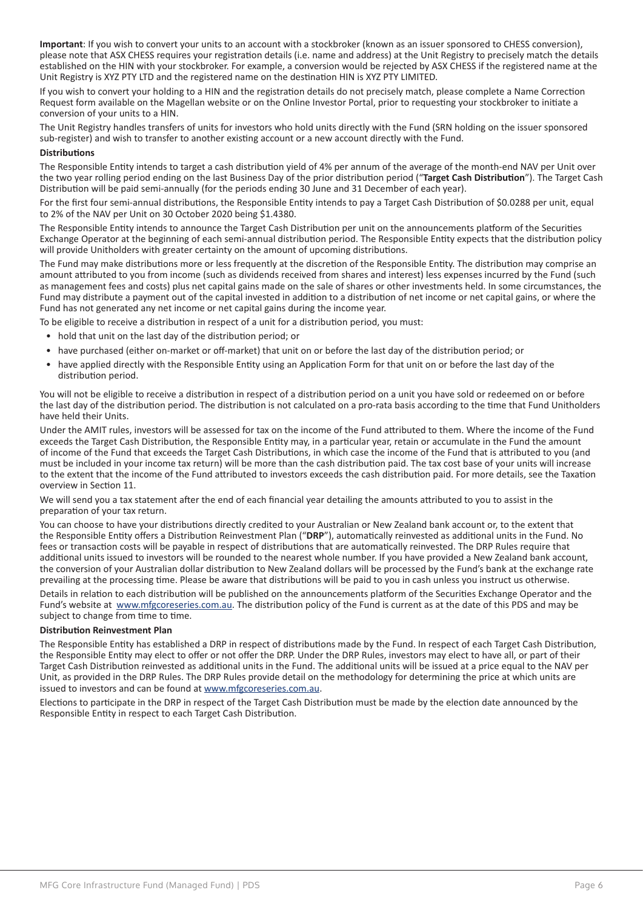**Important**: If you wish to convert your units to an account with a stockbroker (known as an issuer sponsored to CHESS conversion), please note that ASX CHESS requires your registration details (i.e. name and address) at the Unit Registry to precisely match the details established on the HIN with your stockbroker. For example, a conversion would be rejected by ASX CHESS if the registered name at the Unit Registry is XYZ PTY LTD and the registered name on the destination HIN is XYZ PTY LIMITED.

If you wish to convert your holding to a HIN and the registration details do not precisely match, please complete a Name Correction Request form available on the Magellan website or on the Online Investor Portal, prior to requesting your stockbroker to initiate a conversion of your units to a HIN.

The Unit Registry handles transfers of units for investors who hold units directly with the Fund (SRN holding on the issuer sponsored sub-register) and wish to transfer to another existing account or a new account directly with the Fund.

**Distributions**

The Responsible Entity intends to target a cash distribution yield of 4% per annum of the average of the month-end NAV per Unit over the two year rolling period ending on the last Business Day of the prior distribution period ("**Target Cash Distribution**"). The Target Cash Distribution will be paid semi-annually (for the periods ending 30 June and 31 December of each year).

For the first four semi-annual distributions, the Responsible Entity intends to pay a Target Cash Distribution of $0.0288 per unit, equal to 2% of the NAV per Unit on 30 October 2020 being $1.4380.

The Responsible Entity intends to announce the Target Cash Distribution per unit on the announcements platform of the Securities Exchange Operator at the beginning of each semi-annual distribution period. The Responsible Entity expects that the distribution policy will provide Unitholders with greater certainty on the amount of upcoming distributions.

The Fund may make distributions more or less frequently at the discretion of the Responsible Entity. The distribution may comprise an amount attributed to you from income (such as dividends received from shares and interest) less expenses incurred by the Fund (such as management fees and costs) plus net capital gains made on the sale of shares or other investments held. In some circumstances, the Fund may distribute a payment out of the capital invested in addition to a distribution of net income or net capital gains, or where the Fund has not generated any net income or net capital gains during the income year.

To be eligible to receive a distribution in respect of a unit for a distribution period, you must:

- hold that unit on the last day of the distribution period; or
- have purchased (either on-market or off-market) that unit on or before the last day of the distribution period; or
- have applied directly with the Responsible Entity using an Application Form for that unit on or before the last day of the distribution period.

You will not be eligible to receive a distribution in respect of a distribution period on a unit you have sold or redeemed on or before the last day of the distribution period. The distribution is not calculated on a pro-rata basis according to the time that Fund Unitholders have held their Units.

Under the AMIT rules, investors will be assessed for tax on the income of the Fund attributed to them. Where the income of the Fund exceeds the Target Cash Distribution, the Responsible Entity may, in a particular year, retain or accumulate in the Fund the amount of income of the Fund that exceeds the Target Cash Distributions, in which case the income of the Fund that is attributed to you (and must be included in your income tax return) will be more than the cash distribution paid. The tax cost base of your units will increase to the extent that the income of the Fund attributed to investors exceeds the cash distribution paid. For more details, see the Taxation overview in Section 11.

We will send you a tax statement after the end of each financial year detailing the amounts attributed to you to assist in the preparation of your tax return.

You can choose to have your distributions directly credited to your Australian or New Zealand bank account or, to the extent that the Responsible Entity offers a Distribution Reinvestment Plan ("**DRP**"), automatically reinvested as additional units in the Fund. No fees or transaction costs will be payable in respect of distributions that are automatically reinvested. The DRP Rules require that additional units issued to investors will be rounded to the nearest whole number. If you have provided a New Zealand bank account, the conversion of your Australian dollar distribution to New Zealand dollars will be processed by the Fund's bank at the exchange rate prevailing at the processing time. Please be aware that distributions will be paid to you in cash unless you instruct us otherwise.

Details in relation to each distribution will be published on the announcements platform of the Securities Exchange Operator and the Fund's website at www.mfgcoreseries.com.au. The distribution policy of the Fund is current as at the date of this PDS and may be subject to change from time to time.

**Distribution Reinvestment Plan**

The Responsible Entity has established a DRP in respect of distributions made by the Fund. In respect of each Target Cash Distribution, the Responsible Entity may elect to offer or not offer the DRP. Under the DRP Rules, investors may elect to have all, or part of their Target Cash Distribution reinvested as additional units in the Fund. The additional units will be issued at a price equal to the NAV per Unit, as provided in the DRP Rules. The DRP Rules provide detail on the methodology for determining the price at which units are issued to investors and can be found at www.mfgcoreseries.com.au.

Elections to participate in the DRP in respect of the Target Cash Distribution must be made by the election date announced by the Responsible Entity in respect to each Target Cash Distribution.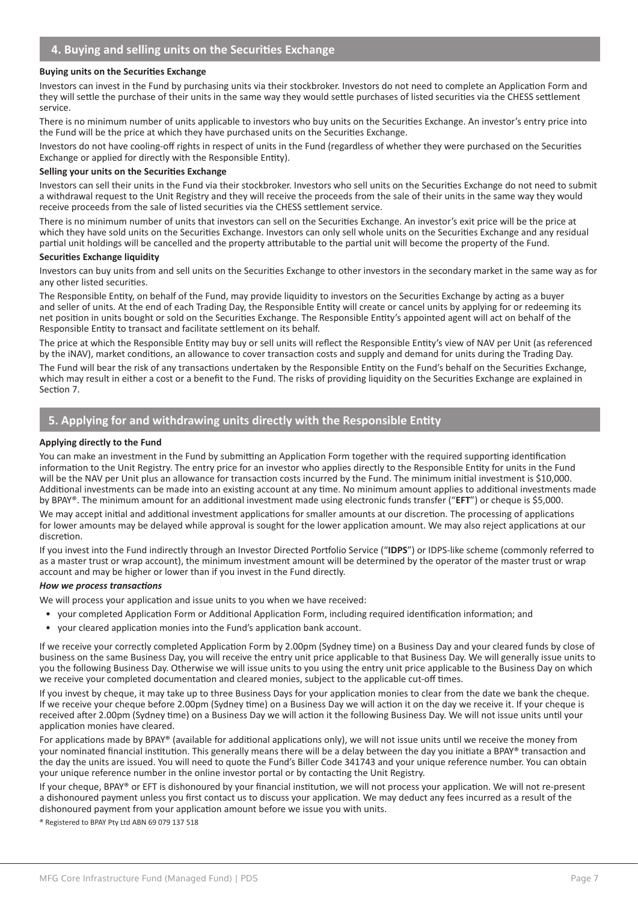## 4. Buying and selling units on the Securities Exchange

### Buying units on the Securities Exchange

Investors can invest in the Fund by purchasing units via their stockbroker. Investors do not need to complete an Application Form and they will settle the purchase of their units in the same way they would settle purchases of listed securities via the CHESS settlement service.

There is no minimum number of units applicable to investors who buy units on the Securities Exchange. An investor's entry price into the Fund will be the price at which they have purchased units on the Securities Exchange.

Investors do not have cooling-off rights in respect of units in the Fund (regardless of whether they were purchased on the Securities Exchange or applied for directly with the Responsible Entity).

### Selling your units on the Securities Exchange

Investors can sell their units in the Fund via their stockbroker. Investors who sell units on the Securities Exchange do not need to submit a withdrawal request to the Unit Registry and they will receive the proceeds from the sale of their units in the same way they would receive proceeds from the sale of listed securities via the CHESS settlement service.

There is no minimum number of units that investors can sell on the Securities Exchange. An investor's exit price will be the price at which they have sold units on the Securities Exchange. Investors can only sell whole units on the Securities Exchange and any residual partial unit holdings will be cancelled and the property attributable to the partial unit will become the property of the Fund.

### Securities Exchange liquidity

Investors can buy units from and sell units on the Securities Exchange to other investors in the secondary market in the same way as for any other listed securities.

The Responsible Entity, on behalf of the Fund, may provide liquidity to investors on the Securities Exchange by acting as a buyer and seller of units. At the end of each Trading Day, the Responsible Entity will create or cancel units by applying for or redeeming its net position in units bought or sold on the Securities Exchange. The Responsible Entity's appointed agent will act on behalf of the Responsible Entity to transact and facilitate settlement on its behalf.

The price at which the Responsible Entity may buy or sell units will reflect the Responsible Entity's view of NAV per Unit (as referenced by the iNAV), market conditions, an allowance to cover transaction costs and supply and demand for units during the Trading Day.

The Fund will bear the risk of any transactions undertaken by the Responsible Entity on the Fund's behalf on the Securities Exchange, which may result in either a cost or a benefit to the Fund. The risks of providing liquidity on the Securities Exchange are explained in Section 7.

## 5. Applying for and withdrawing units directly with the Responsible Entity

### Applying directly to the Fund

You can make an investment in the Fund by submitting an Application Form together with the required supporting identification information to the Unit Registry. The entry price for an investor who applies directly to the Responsible Entity for units in the Fund will be the NAV per Unit plus an allowance for transaction costs incurred by the Fund. The minimum initial investment is $10,000. Additional investments can be made into an existing account at any time. No minimum amount applies to additional investments made by BPAY®. The minimum amount for an additional investment made using electronic funds transfer ("**EFT**") or cheque is $5,000.

We may accept initial and additional investment applications for smaller amounts at our discretion. The processing of applications for lower amounts may be delayed while approval is sought for the lower application amount. We may also reject applications at our discretion.

If you invest into the Fund indirectly through an Investor Directed Portfolio Service ("**IDPS**") or IDPS-like scheme (commonly referred to as a master trust or wrap account), the minimum investment amount will be determined by the operator of the master trust or wrap account and may be higher or lower than if you invest in the Fund directly.

#### *How we process transactions*

We will process your application and issue units to you when we have received:

- your completed Application Form or Additional Application Form, including required identification information; and
- your cleared application monies into the Fund's application bank account.

If we receive your correctly completed Application Form by 2.00pm (Sydney time) on a Business Day and your cleared funds by close of business on the same Business Day, you will receive the entry unit price applicable to that Business Day. We will generally issue units to you the following Business Day. Otherwise we will issue units to you using the entry unit price applicable to the Business Day on which we receive your completed documentation and cleared monies, subject to the applicable cut-off times.

If you invest by cheque, it may take up to three Business Days for your application monies to clear from the date we bank the cheque. If we receive your cheque before 2.00pm (Sydney time) on a Business Day we will action it on the day we receive it. If your cheque is received after 2.00pm (Sydney time) on a Business Day we will action it the following Business Day. We will not issue units until your application monies have cleared.

For applications made by BPAY® (available for additional applications only), we will not issue units until we receive the money from your nominated financial institution. This generally means there will be a delay between the day you initiate a BPAY® transaction and the day the units are issued. You will need to quote the Fund's Biller Code 341743 and your unique reference number. You can obtain your unique reference number in the online investor portal or by contacting the Unit Registry.

If your cheque, BPAY® or EFT is dishonoured by your financial institution, we will not process your application. We will not re-present a dishonoured payment unless you first contact us to discuss your application. We may deduct any fees incurred as a result of the dishonoured payment from your application amount before we issue you with units.

® Registered to BPAY Pty Ltd ABN 69 079 137 518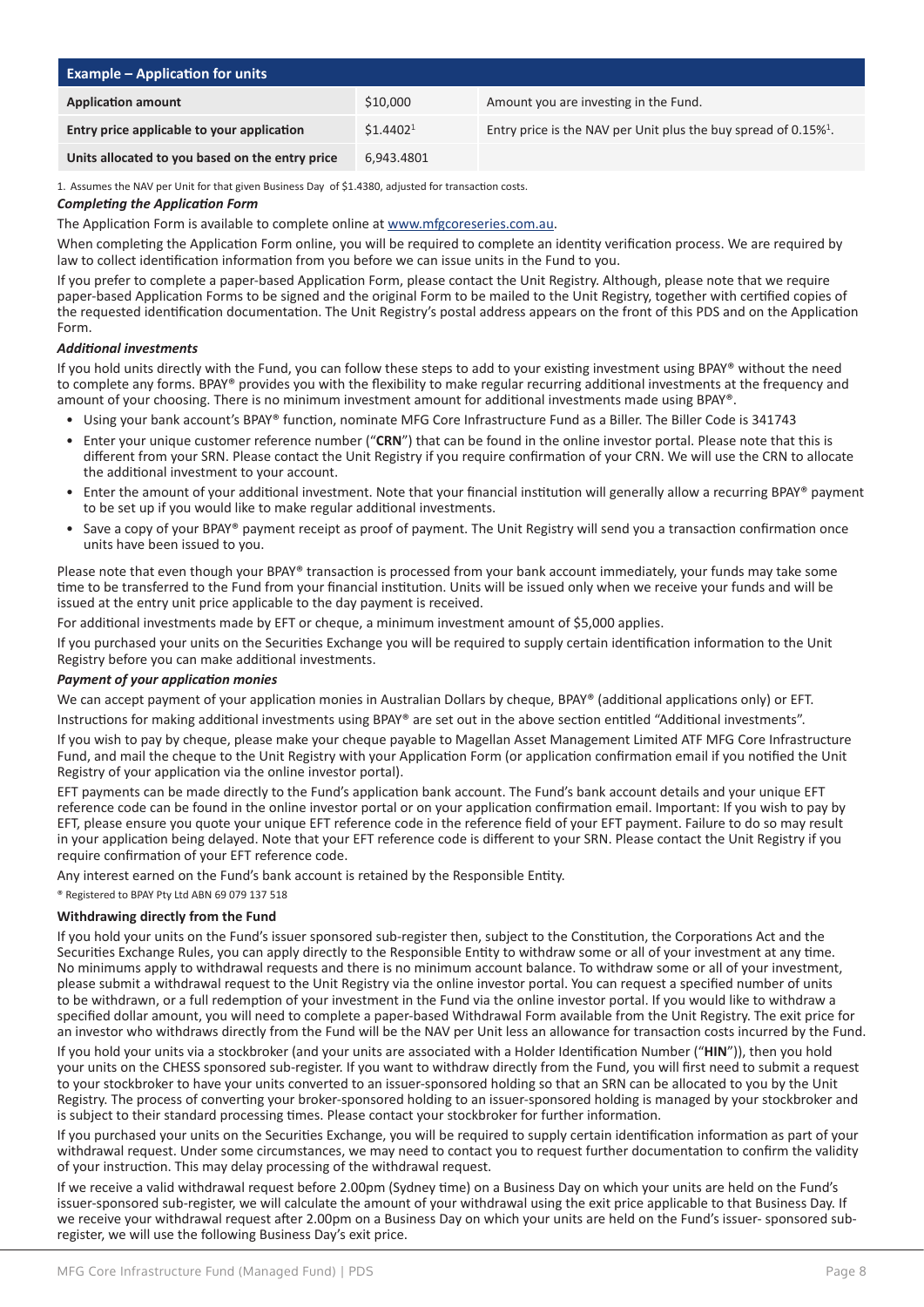| Example – Application for units | | |
|---|---|---|
| **Application amount** | $10,000 | Amount you are investing in the Fund. |
| **Entry price applicable to your application** | $1.4402[1] | Entry price is the NAV per Unit plus the buy spread of 0.15%[1]. |
| **Units allocated to you based on the entry price** | 6,943.4801 | |

1. Assumes the NAV per Unit for that given Business Day of $1.4380, adjusted for transaction costs.

***Completing the Application Form***

The Application Form is available to complete online at www.mfgcoreseries.com.au.

When completing the Application Form online, you will be required to complete an identity verification process. We are required by law to collect identification information from you before we can issue units in the Fund to you.

If you prefer to complete a paper-based Application Form, please contact the Unit Registry. Although, please note that we require paper-based Application Forms to be signed and the original Form to be mailed to the Unit Registry, together with certified copies of the requested identification documentation. The Unit Registry's postal address appears on the front of this PDS and on the Application Form.

***Additional investments***

If you hold units directly with the Fund, you can follow these steps to add to your existing investment using BPAY® without the need to complete any forms. BPAY® provides you with the flexibility to make regular recurring additional investments at the frequency and amount of your choosing. There is no minimum investment amount for additional investments made using BPAY®.

- Using your bank account's BPAY® function, nominate MFG Core Infrastructure Fund as a Biller. The Biller Code is 341743
- Enter your unique customer reference number ("**CRN**") that can be found in the online investor portal. Please note that this is different from your SRN. Please contact the Unit Registry if you require confirmation of your CRN. We will use the CRN to allocate the additional investment to your account.
- Enter the amount of your additional investment. Note that your financial institution will generally allow a recurring BPAY® payment to be set up if you would like to make regular additional investments.
- Save a copy of your BPAY® payment receipt as proof of payment. The Unit Registry will send you a transaction confirmation once units have been issued to you.

Please note that even though your BPAY® transaction is processed from your bank account immediately, your funds may take some time to be transferred to the Fund from your financial institution. Units will be issued only when we receive your funds and will be issued at the entry unit price applicable to the day payment is received.

For additional investments made by EFT or cheque, a minimum investment amount of $5,000 applies.

If you purchased your units on the Securities Exchange you will be required to supply certain identification information to the Unit Registry before you can make additional investments.

***Payment of your application monies***

We can accept payment of your application monies in Australian Dollars by cheque, BPAY® (additional applications only) or EFT.

Instructions for making additional investments using BPAY® are set out in the above section entitled "Additional investments".

If you wish to pay by cheque, please make your cheque payable to Magellan Asset Management Limited ATF MFG Core Infrastructure Fund, and mail the cheque to the Unit Registry with your Application Form (or application confirmation email if you notified the Unit Registry of your application via the online investor portal).

EFT payments can be made directly to the Fund's application bank account. The Fund's bank account details and your unique EFT reference code can be found in the online investor portal or on your application confirmation email. Important: If you wish to pay by EFT, please ensure you quote your unique EFT reference code in the reference field of your EFT payment. Failure to do so may result in your application being delayed. Note that your EFT reference code is different to your SRN. Please contact the Unit Registry if you require confirmation of your EFT reference code.

Any interest earned on the Fund's bank account is retained by the Responsible Entity.

® Registered to BPAY Pty Ltd ABN 69 079 137 518

**Withdrawing directly from the Fund**

If you hold your units on the Fund's issuer sponsored sub-register then, subject to the Constitution, the Corporations Act and the Securities Exchange Rules, you can apply directly to the Responsible Entity to withdraw some or all of your investment at any time. No minimums apply to withdrawal requests and there is no minimum account balance. To withdraw some or all of your investment, please submit a withdrawal request to the Unit Registry via the online investor portal. You can request a specified number of units to be withdrawn, or a full redemption of your investment in the Fund via the online investor portal. If you would like to withdraw a specified dollar amount, you will need to complete a paper-based Withdrawal Form available from the Unit Registry. The exit price for an investor who withdraws directly from the Fund will be the NAV per Unit less an allowance for transaction costs incurred by the Fund.

If you hold your units via a stockbroker (and your units are associated with a Holder Identification Number ("**HIN**")), then you hold your units on the CHESS sponsored sub-register. If you want to withdraw directly from the Fund, you will first need to submit a request to your stockbroker to have your units converted to an issuer-sponsored holding so that an SRN can be allocated to you by the Unit Registry. The process of converting your broker-sponsored holding to an issuer-sponsored holding is managed by your stockbroker and is subject to their standard processing times. Please contact your stockbroker for further information.

If you purchased your units on the Securities Exchange, you will be required to supply certain identification information as part of your withdrawal request. Under some circumstances, we may need to contact you to request further documentation to confirm the validity of your instruction. This may delay processing of the withdrawal request.

If we receive a valid withdrawal request before 2.00pm (Sydney time) on a Business Day on which your units are held on the Fund's issuer-sponsored sub-register, we will calculate the amount of your withdrawal using the exit price applicable to that Business Day. If we receive your withdrawal request after 2.00pm on a Business Day on which your units are held on the Fund's issuer- sponsored sub-register, we will use the following Business Day's exit price.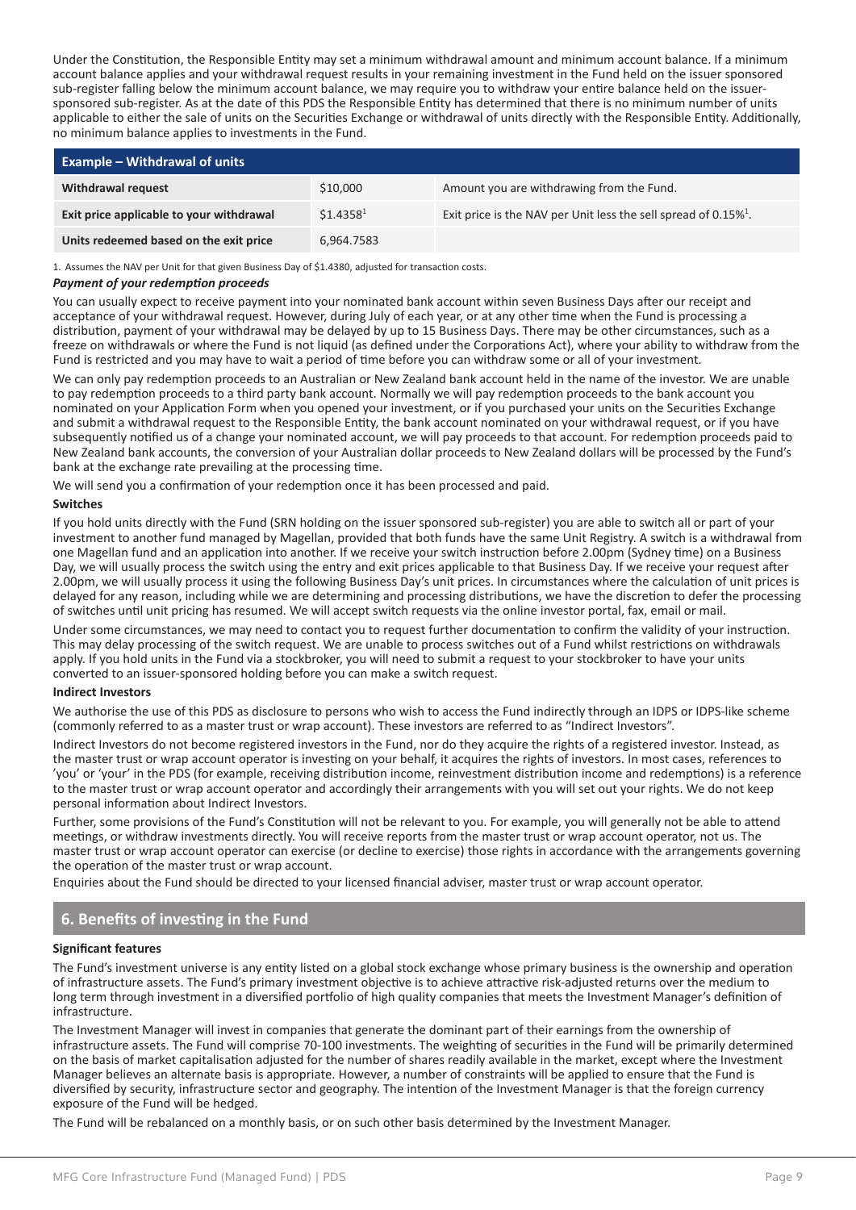Under the Constitution, the Responsible Entity may set a minimum withdrawal amount and minimum account balance. If a minimum account balance applies and your withdrawal request results in your remaining investment in the Fund held on the issuer sponsored sub-register falling below the minimum account balance, we may require you to withdraw your entire balance held on the issuer-sponsored sub-register. As at the date of this PDS the Responsible Entity has determined that there is no minimum number of units applicable to either the sale of units on the Securities Exchange or withdrawal of units directly with the Responsible Entity. Additionally, no minimum balance applies to investments in the Fund.

| Example – Withdrawal of units | | |
|---|---|---|
| **Withdrawal request** | \$10,000 | Amount you are withdrawing from the Fund. |
| **Exit price applicable to your withdrawal** | \$1.4358[1] | Exit price is the NAV per Unit less the sell spread of 0.15%[1]. |
| **Units redeemed based on the exit price** | 6,964.7583 | |

1. Assumes the NAV per Unit for that given Business Day of \$1.4380, adjusted for transaction costs.

***Payment of your redemption proceeds***

You can usually expect to receive payment into your nominated bank account within seven Business Days after our receipt and acceptance of your withdrawal request. However, during July of each year, or at any other time when the Fund is processing a distribution, payment of your withdrawal may be delayed by up to 15 Business Days. There may be other circumstances, such as a freeze on withdrawals or where the Fund is not liquid (as defined under the Corporations Act), where your ability to withdraw from the Fund is restricted and you may have to wait a period of time before you can withdraw some or all of your investment.

We can only pay redemption proceeds to an Australian or New Zealand bank account held in the name of the investor. We are unable to pay redemption proceeds to a third party bank account. Normally we will pay redemption proceeds to the bank account you nominated on your Application Form when you opened your investment, or if you purchased your units on the Securities Exchange and submit a withdrawal request to the Responsible Entity, the bank account nominated on your withdrawal request, or if you have subsequently notified us of a change your nominated account, we will pay proceeds to that account. For redemption proceeds paid to New Zealand bank accounts, the conversion of your Australian dollar proceeds to New Zealand dollars will be processed by the Fund's bank at the exchange rate prevailing at the processing time.

We will send you a confirmation of your redemption once it has been processed and paid.

**Switches**

If you hold units directly with the Fund (SRN holding on the issuer sponsored sub-register) you are able to switch all or part of your investment to another fund managed by Magellan, provided that both funds have the same Unit Registry. A switch is a withdrawal from one Magellan fund and an application into another. If we receive your switch instruction before 2.00pm (Sydney time) on a Business Day, we will usually process the switch using the entry and exit prices applicable to that Business Day. If we receive your request after 2.00pm, we will usually process it using the following Business Day's unit prices. In circumstances where the calculation of unit prices is delayed for any reason, including while we are determining and processing distributions, we have the discretion to defer the processing of switches until unit pricing has resumed. We will accept switch requests via the online investor portal, fax, email or mail.

Under some circumstances, we may need to contact you to request further documentation to confirm the validity of your instruction. This may delay processing of the switch request. We are unable to process switches out of a Fund whilst restrictions on withdrawals apply. If you hold units in the Fund via a stockbroker, you will need to submit a request to your stockbroker to have your units converted to an issuer-sponsored holding before you can make a switch request.

**Indirect Investors**

We authorise the use of this PDS as disclosure to persons who wish to access the Fund indirectly through an IDPS or IDPS-like scheme (commonly referred to as a master trust or wrap account). These investors are referred to as "Indirect Investors".

Indirect Investors do not become registered investors in the Fund, nor do they acquire the rights of a registered investor. Instead, as the master trust or wrap account operator is investing on your behalf, it acquires the rights of investors. In most cases, references to 'you' or 'your' in the PDS (for example, receiving distribution income, reinvestment distribution income and redemptions) is a reference to the master trust or wrap account operator and accordingly their arrangements with you will set out your rights. We do not keep personal information about Indirect Investors.

Further, some provisions of the Fund's Constitution will not be relevant to you. For example, you will generally not be able to attend meetings, or withdraw investments directly. You will receive reports from the master trust or wrap account operator, not us. The master trust or wrap account operator can exercise (or decline to exercise) those rights in accordance with the arrangements governing the operation of the master trust or wrap account.

Enquiries about the Fund should be directed to your licensed financial adviser, master trust or wrap account operator.

## 6. Benefits of investing in the Fund

**Significant features**

The Fund's investment universe is any entity listed on a global stock exchange whose primary business is the ownership and operation of infrastructure assets. The Fund's primary investment objective is to achieve attractive risk-adjusted returns over the medium to long term through investment in a diversified portfolio of high quality companies that meets the Investment Manager's definition of infrastructure.

The Investment Manager will invest in companies that generate the dominant part of their earnings from the ownership of infrastructure assets. The Fund will comprise 70-100 investments. The weighting of securities in the Fund will be primarily determined on the basis of market capitalisation adjusted for the number of shares readily available in the market, except where the Investment Manager believes an alternate basis is appropriate. However, a number of constraints will be applied to ensure that the Fund is diversified by security, infrastructure sector and geography. The intention of the Investment Manager is that the foreign currency exposure of the Fund will be hedged.

The Fund will be rebalanced on a monthly basis, or on such other basis determined by the Investment Manager.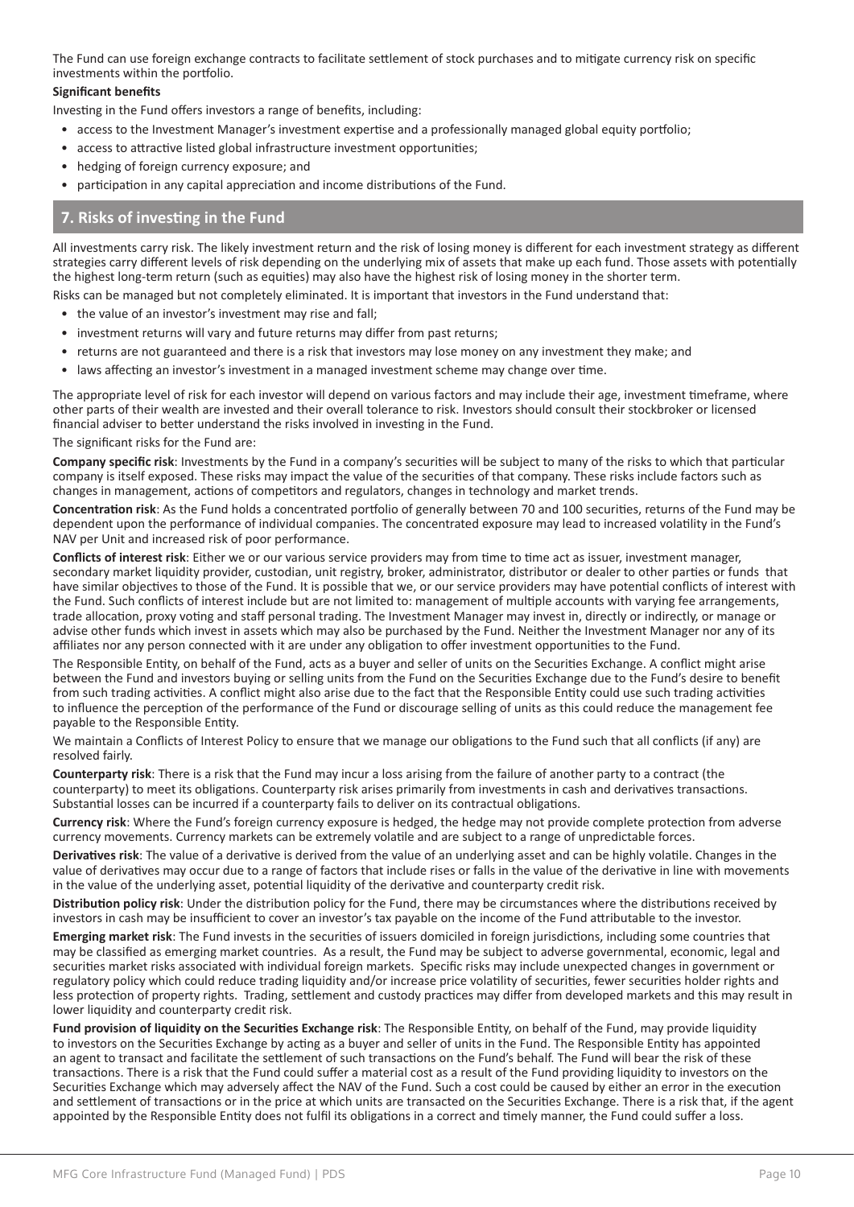The Fund can use foreign exchange contracts to facilitate settlement of stock purchases and to mitigate currency risk on specific investments within the portfolio.

**Significant benefits**

Investing in the Fund offers investors a range of benefits, including:

- access to the Investment Manager's investment expertise and a professionally managed global equity portfolio;
- access to attractive listed global infrastructure investment opportunities;
- hedging of foreign currency exposure; and
- participation in any capital appreciation and income distributions of the Fund.

## 7. Risks of investing in the Fund

All investments carry risk. The likely investment return and the risk of losing money is different for each investment strategy as different strategies carry different levels of risk depending on the underlying mix of assets that make up each fund. Those assets with potentially the highest long-term return (such as equities) may also have the highest risk of losing money in the shorter term.

Risks can be managed but not completely eliminated. It is important that investors in the Fund understand that:

- the value of an investor's investment may rise and fall;
- investment returns will vary and future returns may differ from past returns;
- returns are not guaranteed and there is a risk that investors may lose money on any investment they make; and
- laws affecting an investor's investment in a managed investment scheme may change over time.

The appropriate level of risk for each investor will depend on various factors and may include their age, investment timeframe, where other parts of their wealth are invested and their overall tolerance to risk. Investors should consult their stockbroker or licensed financial adviser to better understand the risks involved in investing in the Fund.

The significant risks for the Fund are:

**Company specific risk**: Investments by the Fund in a company's securities will be subject to many of the risks to which that particular company is itself exposed. These risks may impact the value of the securities of that company. These risks include factors such as changes in management, actions of competitors and regulators, changes in technology and market trends.

**Concentration risk**: As the Fund holds a concentrated portfolio of generally between 70 and 100 securities, returns of the Fund may be dependent upon the performance of individual companies. The concentrated exposure may lead to increased volatility in the Fund's NAV per Unit and increased risk of poor performance.

**Conflicts of interest risk**: Either we or our various service providers may from time to time act as issuer, investment manager, secondary market liquidity provider, custodian, unit registry, broker, administrator, distributor or dealer to other parties or funds that have similar objectives to those of the Fund. It is possible that we, or our service providers may have potential conflicts of interest with the Fund. Such conflicts of interest include but are not limited to: management of multiple accounts with varying fee arrangements, trade allocation, proxy voting and staff personal trading. The Investment Manager may invest in, directly or indirectly, or manage or advise other funds which invest in assets which may also be purchased by the Fund. Neither the Investment Manager nor any of its affiliates nor any person connected with it are under any obligation to offer investment opportunities to the Fund.

The Responsible Entity, on behalf of the Fund, acts as a buyer and seller of units on the Securities Exchange. A conflict might arise between the Fund and investors buying or selling units from the Fund on the Securities Exchange due to the Fund's desire to benefit from such trading activities. A conflict might also arise due to the fact that the Responsible Entity could use such trading activities to influence the perception of the performance of the Fund or discourage selling of units as this could reduce the management fee payable to the Responsible Entity.

We maintain a Conflicts of Interest Policy to ensure that we manage our obligations to the Fund such that all conflicts (if any) are resolved fairly.

**Counterparty risk**: There is a risk that the Fund may incur a loss arising from the failure of another party to a contract (the counterparty) to meet its obligations. Counterparty risk arises primarily from investments in cash and derivatives transactions. Substantial losses can be incurred if a counterparty fails to deliver on its contractual obligations.

**Currency risk**: Where the Fund's foreign currency exposure is hedged, the hedge may not provide complete protection from adverse currency movements. Currency markets can be extremely volatile and are subject to a range of unpredictable forces.

**Derivatives risk**: The value of a derivative is derived from the value of an underlying asset and can be highly volatile. Changes in the value of derivatives may occur due to a range of factors that include rises or falls in the value of the derivative in line with movements in the value of the underlying asset, potential liquidity of the derivative and counterparty credit risk.

**Distribution policy risk**: Under the distribution policy for the Fund, there may be circumstances where the distributions received by investors in cash may be insufficient to cover an investor's tax payable on the income of the Fund attributable to the investor.

**Emerging market risk**: The Fund invests in the securities of issuers domiciled in foreign jurisdictions, including some countries that may be classified as emerging market countries. As a result, the Fund may be subject to adverse governmental, economic, legal and securities market risks associated with individual foreign markets. Specific risks may include unexpected changes in government or regulatory policy which could reduce trading liquidity and/or increase price volatility of securities, fewer securities holder rights and less protection of property rights. Trading, settlement and custody practices may differ from developed markets and this may result in lower liquidity and counterparty credit risk.

**Fund provision of liquidity on the Securities Exchange risk**: The Responsible Entity, on behalf of the Fund, may provide liquidity to investors on the Securities Exchange by acting as a buyer and seller of units in the Fund. The Responsible Entity has appointed an agent to transact and facilitate the settlement of such transactions on the Fund's behalf. The Fund will bear the risk of these transactions. There is a risk that the Fund could suffer a material cost as a result of the Fund providing liquidity to investors on the Securities Exchange which may adversely affect the NAV of the Fund. Such a cost could be caused by either an error in the execution and settlement of transactions or in the price at which units are transacted on the Securities Exchange. There is a risk that, if the agent appointed by the Responsible Entity does not fulfil its obligations in a correct and timely manner, the Fund could suffer a loss.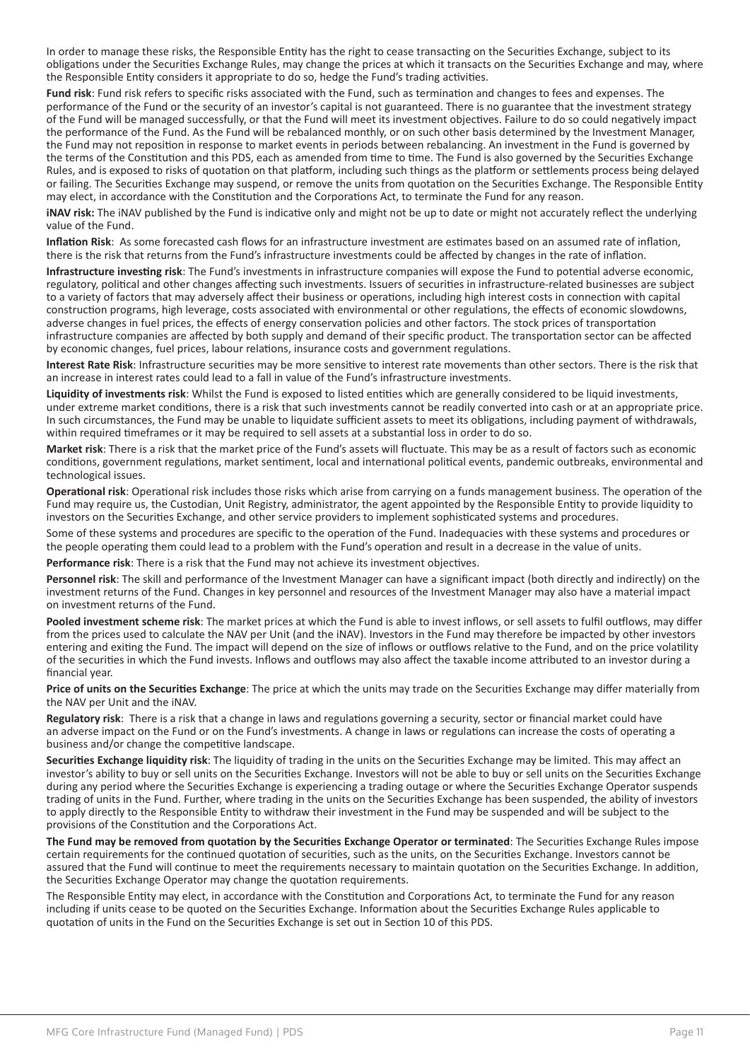In order to manage these risks, the Responsible Entity has the right to cease transacting on the Securities Exchange, subject to its obligations under the Securities Exchange Rules, may change the prices at which it transacts on the Securities Exchange and may, where the Responsible Entity considers it appropriate to do so, hedge the Fund's trading activities.

**Fund risk**: Fund risk refers to specific risks associated with the Fund, such as termination and changes to fees and expenses. The performance of the Fund or the security of an investor's capital is not guaranteed. There is no guarantee that the investment strategy of the Fund will be managed successfully, or that the Fund will meet its investment objectives. Failure to do so could negatively impact the performance of the Fund. As the Fund will be rebalanced monthly, or on such other basis determined by the Investment Manager, the Fund may not reposition in response to market events in periods between rebalancing. An investment in the Fund is governed by the terms of the Constitution and this PDS, each as amended from time to time. The Fund is also governed by the Securities Exchange Rules, and is exposed to risks of quotation on that platform, including such things as the platform or settlements process being delayed or failing. The Securities Exchange may suspend, or remove the units from quotation on the Securities Exchange. The Responsible Entity may elect, in accordance with the Constitution and the Corporations Act, to terminate the Fund for any reason.

**iNAV risk:** The iNAV published by the Fund is indicative only and might not be up to date or might not accurately reflect the underlying value of the Fund.

**Inflation Risk**: As some forecasted cash flows for an infrastructure investment are estimates based on an assumed rate of inflation, there is the risk that returns from the Fund's infrastructure investments could be affected by changes in the rate of inflation.

**Infrastructure investing risk**: The Fund's investments in infrastructure companies will expose the Fund to potential adverse economic, regulatory, political and other changes affecting such investments. Issuers of securities in infrastructure-related businesses are subject to a variety of factors that may adversely affect their business or operations, including high interest costs in connection with capital construction programs, high leverage, costs associated with environmental or other regulations, the effects of economic slowdowns, adverse changes in fuel prices, the effects of energy conservation policies and other factors. The stock prices of transportation infrastructure companies are affected by both supply and demand of their specific product. The transportation sector can be affected by economic changes, fuel prices, labour relations, insurance costs and government regulations.

**Interest Rate Risk**: Infrastructure securities may be more sensitive to interest rate movements than other sectors. There is the risk that an increase in interest rates could lead to a fall in value of the Fund's infrastructure investments.

**Liquidity of investments risk**: Whilst the Fund is exposed to listed entities which are generally considered to be liquid investments, under extreme market conditions, there is a risk that such investments cannot be readily converted into cash or at an appropriate price. In such circumstances, the Fund may be unable to liquidate sufficient assets to meet its obligations, including payment of withdrawals, within required timeframes or it may be required to sell assets at a substantial loss in order to do so.

**Market risk**: There is a risk that the market price of the Fund's assets will fluctuate. This may be as a result of factors such as economic conditions, government regulations, market sentiment, local and international political events, pandemic outbreaks, environmental and technological issues.

**Operational risk**: Operational risk includes those risks which arise from carrying on a funds management business. The operation of the Fund may require us, the Custodian, Unit Registry, administrator, the agent appointed by the Responsible Entity to provide liquidity to investors on the Securities Exchange, and other service providers to implement sophisticated systems and procedures.

Some of these systems and procedures are specific to the operation of the Fund. Inadequacies with these systems and procedures or the people operating them could lead to a problem with the Fund's operation and result in a decrease in the value of units.

**Performance risk**: There is a risk that the Fund may not achieve its investment objectives.

**Personnel risk**: The skill and performance of the Investment Manager can have a significant impact (both directly and indirectly) on the investment returns of the Fund. Changes in key personnel and resources of the Investment Manager may also have a material impact on investment returns of the Fund.

**Pooled investment scheme risk**: The market prices at which the Fund is able to invest inflows, or sell assets to fulfil outflows, may differ from the prices used to calculate the NAV per Unit (and the iNAV). Investors in the Fund may therefore be impacted by other investors entering and exiting the Fund. The impact will depend on the size of inflows or outflows relative to the Fund, and on the price volatility of the securities in which the Fund invests. Inflows and outflows may also affect the taxable income attributed to an investor during a financial year.

**Price of units on the Securities Exchange**: The price at which the units may trade on the Securities Exchange may differ materially from the NAV per Unit and the iNAV.

**Regulatory risk**: There is a risk that a change in laws and regulations governing a security, sector or financial market could have an adverse impact on the Fund or on the Fund's investments. A change in laws or regulations can increase the costs of operating a business and/or change the competitive landscape.

**Securities Exchange liquidity risk**: The liquidity of trading in the units on the Securities Exchange may be limited. This may affect an investor's ability to buy or sell units on the Securities Exchange. Investors will not be able to buy or sell units on the Securities Exchange during any period where the Securities Exchange is experiencing a trading outage or where the Securities Exchange Operator suspends trading of units in the Fund. Further, where trading in the units on the Securities Exchange has been suspended, the ability of investors to apply directly to the Responsible Entity to withdraw their investment in the Fund may be suspended and will be subject to the provisions of the Constitution and the Corporations Act.

**The Fund may be removed from quotation by the Securities Exchange Operator or terminated**: The Securities Exchange Rules impose certain requirements for the continued quotation of securities, such as the units, on the Securities Exchange. Investors cannot be assured that the Fund will continue to meet the requirements necessary to maintain quotation on the Securities Exchange. In addition, the Securities Exchange Operator may change the quotation requirements.

The Responsible Entity may elect, in accordance with the Constitution and Corporations Act, to terminate the Fund for any reason including if units cease to be quoted on the Securities Exchange. Information about the Securities Exchange Rules applicable to quotation of units in the Fund on the Securities Exchange is set out in Section 10 of this PDS.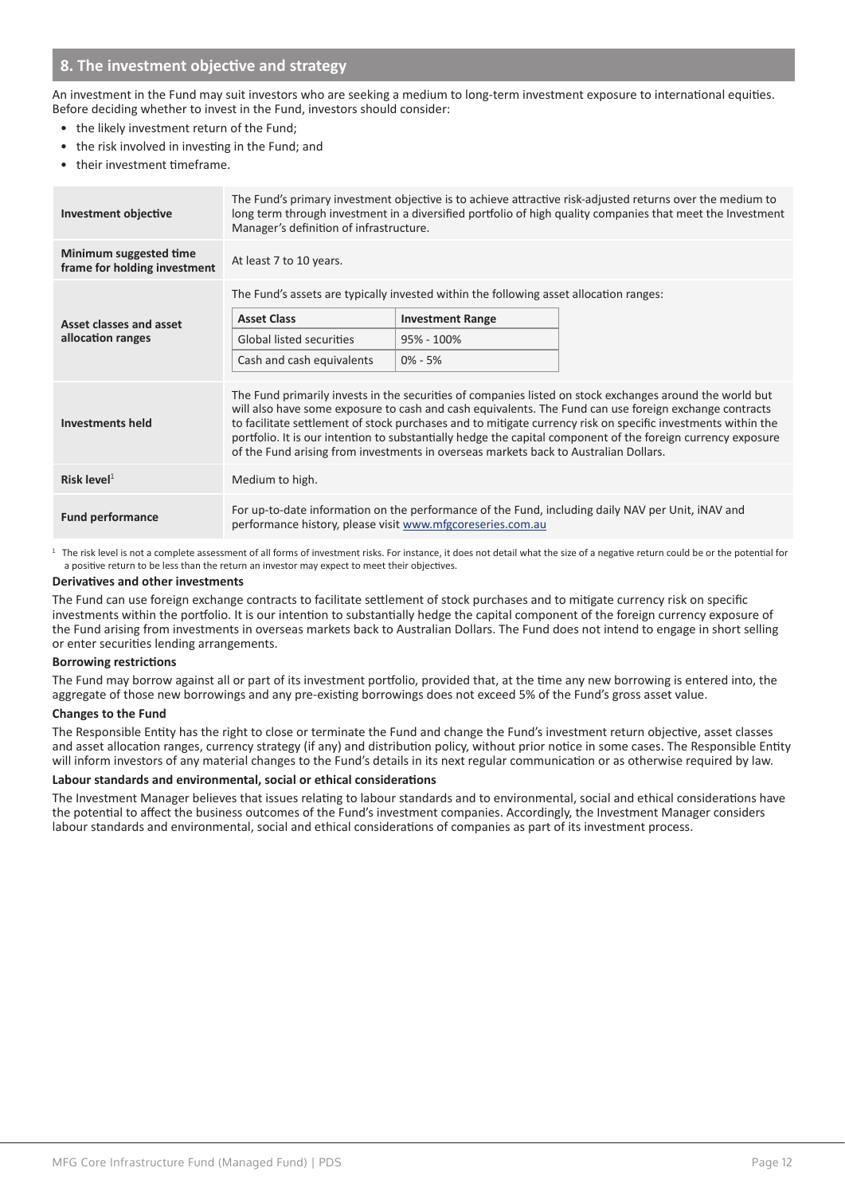## 8. The investment objective and strategy

An investment in the Fund may suit investors who are seeking a medium to long-term investment exposure to international equities. Before deciding whether to invest in the Fund, investors should consider:

- the likely investment return of the Fund;
- the risk involved in investing in the Fund; and
- their investment timeframe.

| | |
|---|---|
| **Investment objective** | The Fund's primary investment objective is to achieve attractive risk-adjusted returns over the medium to long term through investment in a diversified portfolio of high quality companies that meet the Investment Manager's definition of infrastructure. |
| **Minimum suggested time frame for holding investment** | At least 7 to 10 years. |
| **Asset classes and asset allocation ranges** | The Fund's assets are typically invested within the following asset allocation ranges:<br>**Asset Class** – **Investment Range**<br>Global listed securities – 95% - 100%<br>Cash and cash equivalents – 0% - 5% |
| **Investments held** | The Fund primarily invests in the securities of companies listed on stock exchanges around the world but will also have some exposure to cash and cash equivalents. The Fund can use foreign exchange contracts to facilitate settlement of stock purchases and to mitigate currency risk on specific investments within the portfolio. It is our intention to substantially hedge the capital component of the foreign currency exposure of the Fund arising from investments in overseas markets back to Australian Dollars. |
| **Risk level**[1] | Medium to high. |
| **Fund performance** | For up-to-date information on the performance of the Fund, including daily NAV per Unit, iNAV and performance history, please visit www.mfgcoreseries.com.au |

[1] The risk level is not a complete assessment of all forms of investment risks. For instance, it does not detail what the size of a negative return could be or the potential for a positive return to be less than the return an investor may expect to meet their objectives.

**Derivatives and other investments**

The Fund can use foreign exchange contracts to facilitate settlement of stock purchases and to mitigate currency risk on specific investments within the portfolio. It is our intention to substantially hedge the capital component of the foreign currency exposure of the Fund arising from investments in overseas markets back to Australian Dollars. The Fund does not intend to engage in short selling or enter securities lending arrangements.

**Borrowing restrictions**

The Fund may borrow against all or part of its investment portfolio, provided that, at the time any new borrowing is entered into, the aggregate of those new borrowings and any pre-existing borrowings does not exceed 5% of the Fund's gross asset value.

**Changes to the Fund**

The Responsible Entity has the right to close or terminate the Fund and change the Fund's investment return objective, asset classes and asset allocation ranges, currency strategy (if any) and distribution policy, without prior notice in some cases. The Responsible Entity will inform investors of any material changes to the Fund's details in its next regular communication or as otherwise required by law.

**Labour standards and environmental, social or ethical considerations**

The Investment Manager believes that issues relating to labour standards and to environmental, social and ethical considerations have the potential to affect the business outcomes of the Fund's investment companies. Accordingly, the Investment Manager considers labour standards and environmental, social and ethical considerations of companies as part of its investment process.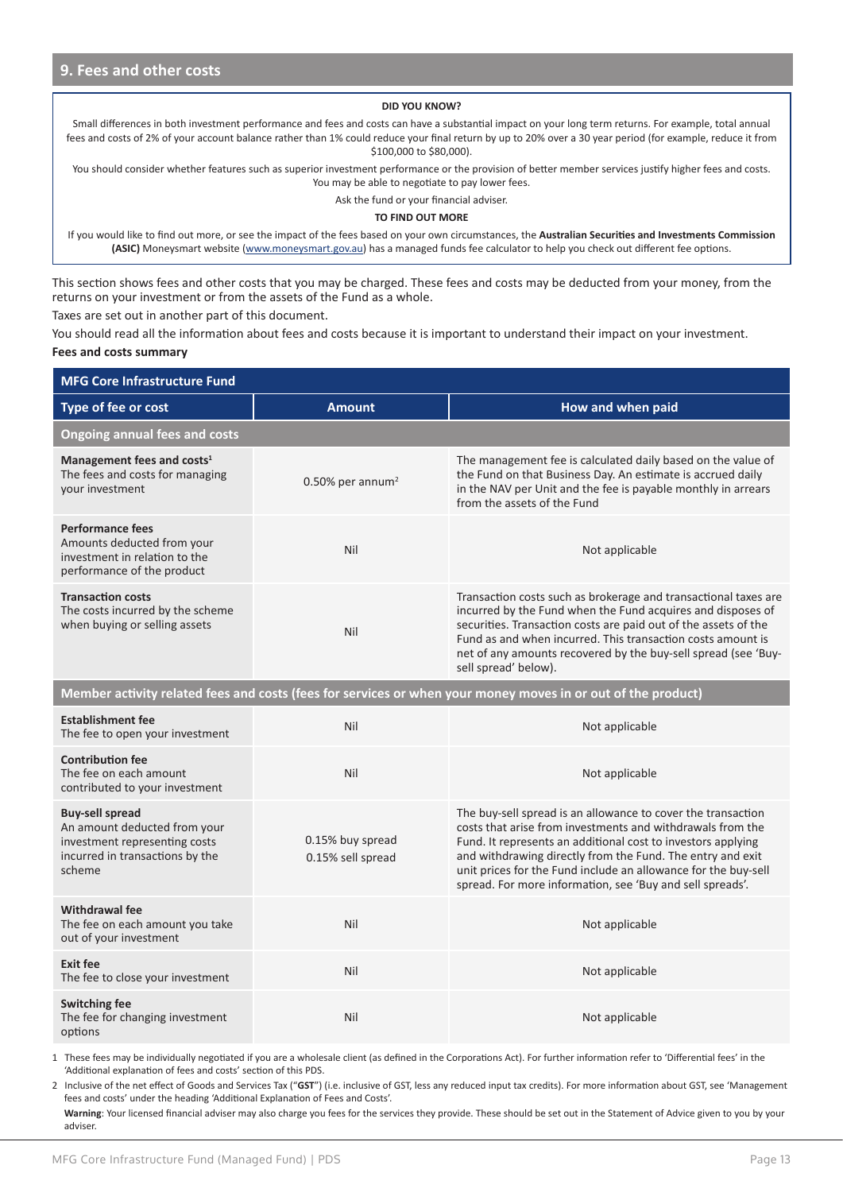## 9. Fees and other costs

**DID YOU KNOW?**

Small differences in both investment performance and fees and costs can have a substantial impact on your long term returns. For example, total annual fees and costs of 2% of your account balance rather than 1% could reduce your final return by up to 20% over a 30 year period (for example, reduce it from $100,000 to $80,000).

You should consider whether features such as superior investment performance or the provision of better member services justify higher fees and costs. You may be able to negotiate to pay lower fees.

Ask the fund or your financial adviser.

**TO FIND OUT MORE**

If you would like to find out more, or see the impact of the fees based on your own circumstances, the **Australian Securities and Investments Commission (ASIC)** Moneysmart website (www.moneysmart.gov.au) has a managed funds fee calculator to help you check out different fee options.

This section shows fees and other costs that you may be charged. These fees and costs may be deducted from your money, from the returns on your investment or from the assets of the Fund as a whole.

Taxes are set out in another part of this document.

You should read all the information about fees and costs because it is important to understand their impact on your investment.

**Fees and costs summary**

| MFG Core Infrastructure Fund | | |
|---|---|---|
| **Type of fee or cost** | **Amount** | **How and when paid** |
| **Ongoing annual fees and costs** | | |
| **Management fees and costs**[1] The fees and costs for managing your investment | 0.50% per annum[2] | The management fee is calculated daily based on the value of the Fund on that Business Day. An estimate is accrued daily in the NAV per Unit and the fee is payable monthly in arrears from the assets of the Fund |
| **Performance fees** Amounts deducted from your investment in relation to the performance of the product | Nil | Not applicable |
| **Transaction costs** The costs incurred by the scheme when buying or selling assets | Nil | Transaction costs such as brokerage and transactional taxes are incurred by the Fund when the Fund acquires and disposes of securities. Transaction costs are paid out of the assets of the Fund as and when incurred. This transaction costs amount is net of any amounts recovered by the buy-sell spread (see 'Buy-sell spread' below). |
| **Member activity related fees and costs (fees for services or when your money moves in or out of the product)** | | |
| **Establishment fee** The fee to open your investment | Nil | Not applicable |
| **Contribution fee** The fee on each amount contributed to your investment | Nil | Not applicable |
| **Buy-sell spread** An amount deducted from your investment representing costs incurred in transactions by the scheme | 0.15% buy spread<br>0.15% sell spread | The buy-sell spread is an allowance to cover the transaction costs that arise from investments and withdrawals from the Fund. It represents an additional cost to investors applying and withdrawing directly from the Fund. The entry and exit unit prices for the Fund include an allowance for the buy-sell spread. For more information, see 'Buy and sell spreads'. |
| **Withdrawal fee** The fee on each amount you take out of your investment | Nil | Not applicable |
| **Exit fee** The fee to close your investment | Nil | Not applicable |
| **Switching fee** The fee for changing investment options | Nil | Not applicable |

1 These fees may be individually negotiated if you are a wholesale client (as defined in the Corporations Act). For further information refer to 'Differential fees' in the 'Additional explanation of fees and costs' section of this PDS.

2 Inclusive of the net effect of Goods and Services Tax ("**GST**") (i.e. inclusive of GST, less any reduced input tax credits). For more information about GST, see 'Management fees and costs' under the heading 'Additional Explanation of Fees and Costs'.

**Warning**: Your licensed financial adviser may also charge you fees for the services they provide. These should be set out in the Statement of Advice given to you by your adviser.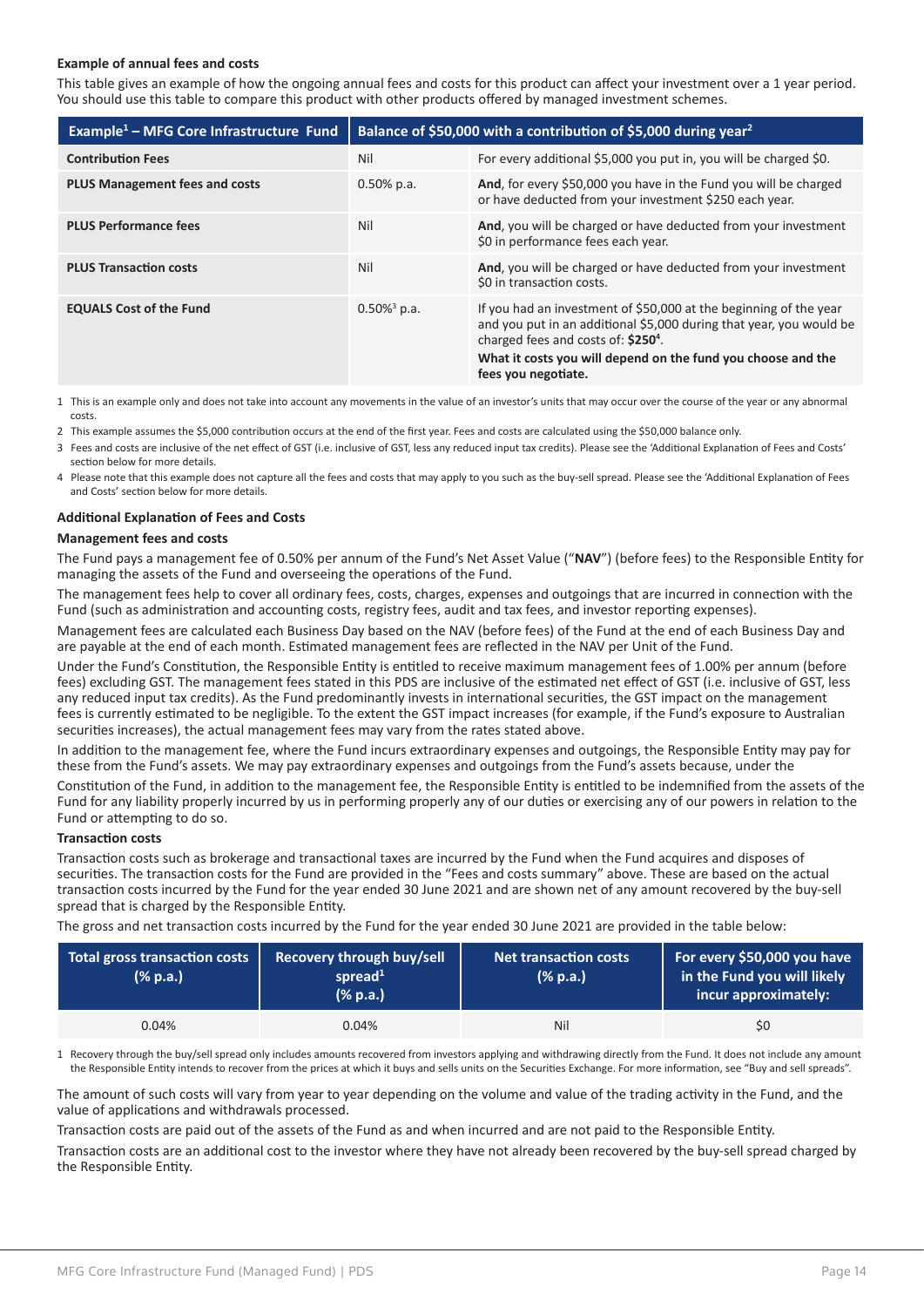**Example of annual fees and costs**

This table gives an example of how the ongoing annual fees and costs for this product can affect your investment over a 1 year period. You should use this table to compare this product with other products offered by managed investment schemes.

| Example[1] – MFG Core Infrastructure Fund | Balance of $50,000 with a contribution of $5,000 during year[2] | |
|---|---|---|
| **Contribution Fees** | Nil | For every additional $5,000 you put in, you will be charged $0. |
| **PLUS Management fees and costs** | 0.50% p.a. | **And**, for every $50,000 you have in the Fund you will be charged or have deducted from your investment $250 each year. |
| **PLUS Performance fees** | Nil | **And**, you will be charged or have deducted from your investment $0 in performance fees each year. |
| **PLUS Transaction costs** | Nil | **And**, you will be charged or have deducted from your investment $0 in transaction costs. |
| **EQUALS Cost of the Fund** | 0.50%[3] p.a. | If you had an investment of $50,000 at the beginning of the year and you put in an additional $5,000 during that year, you would be charged fees and costs of: **$250**[4]. **What it costs you will depend on the fund you choose and the fees you negotiate.** |

1 This is an example only and does not take into account any movements in the value of an investor's units that may occur over the course of the year or any abnormal costs.

2 This example assumes the $5,000 contribution occurs at the end of the first year. Fees and costs are calculated using the $50,000 balance only.

3 Fees and costs are inclusive of the net effect of GST (i.e. inclusive of GST, less any reduced input tax credits). Please see the 'Additional Explanation of Fees and Costs' section below for more details.

4 Please note that this example does not capture all the fees and costs that may apply to you such as the buy-sell spread. Please see the 'Additional Explanation of Fees and Costs' section below for more details.

### Additional Explanation of Fees and Costs

#### Management fees and costs

The Fund pays a management fee of 0.50% per annum of the Fund's Net Asset Value ("**NAV**") (before fees) to the Responsible Entity for managing the assets of the Fund and overseeing the operations of the Fund.

The management fees help to cover all ordinary fees, costs, charges, expenses and outgoings that are incurred in connection with the Fund (such as administration and accounting costs, registry fees, audit and tax fees, and investor reporting expenses).

Management fees are calculated each Business Day based on the NAV (before fees) of the Fund at the end of each Business Day and are payable at the end of each month. Estimated management fees are reflected in the NAV per Unit of the Fund.

Under the Fund's Constitution, the Responsible Entity is entitled to receive maximum management fees of 1.00% per annum (before fees) excluding GST. The management fees stated in this PDS are inclusive of the estimated net effect of GST (i.e. inclusive of GST, less any reduced input tax credits). As the Fund predominantly invests in international securities, the GST impact on the management fees is currently estimated to be negligible. To the extent the GST impact increases (for example, if the Fund's exposure to Australian securities increases), the actual management fees may vary from the rates stated above.

In addition to the management fee, where the Fund incurs extraordinary expenses and outgoings, the Responsible Entity may pay for these from the Fund's assets. We may pay extraordinary expenses and outgoings from the Fund's assets because, under the Constitution of the Fund, in addition to the management fee, the Responsible Entity is entitled to be indemnified from the assets of the Fund for any liability properly incurred by us in performing properly any of our duties or exercising any of our powers in relation to the Fund or attempting to do so.

#### Transaction costs

Transaction costs such as brokerage and transactional taxes are incurred by the Fund when the Fund acquires and disposes of securities. The transaction costs for the Fund are provided in the "Fees and costs summary" above. These are based on the actual transaction costs incurred by the Fund for the year ended 30 June 2021 and are shown net of any amount recovered by the buy-sell spread that is charged by the Responsible Entity.

The gross and net transaction costs incurred by the Fund for the year ended 30 June 2021 are provided in the table below:

| Total gross transaction costs (% p.a.) | Recovery through buy/sell spread[1] (% p.a.) | Net transaction costs (% p.a.) | For every $50,000 you have in the Fund you will likely incur approximately: |
|---|---|---|---|
| 0.04% | 0.04% | Nil | $0 |

1 Recovery through the buy/sell spread only includes amounts recovered from investors applying and withdrawing directly from the Fund. It does not include any amount the Responsible Entity intends to recover from the prices at which it buys and sells units on the Securities Exchange. For more information, see "Buy and sell spreads".

The amount of such costs will vary from year to year depending on the volume and value of the trading activity in the Fund, and the value of applications and withdrawals processed.

Transaction costs are paid out of the assets of the Fund as and when incurred and are not paid to the Responsible Entity.

Transaction costs are an additional cost to the investor where they have not already been recovered by the buy-sell spread charged by the Responsible Entity.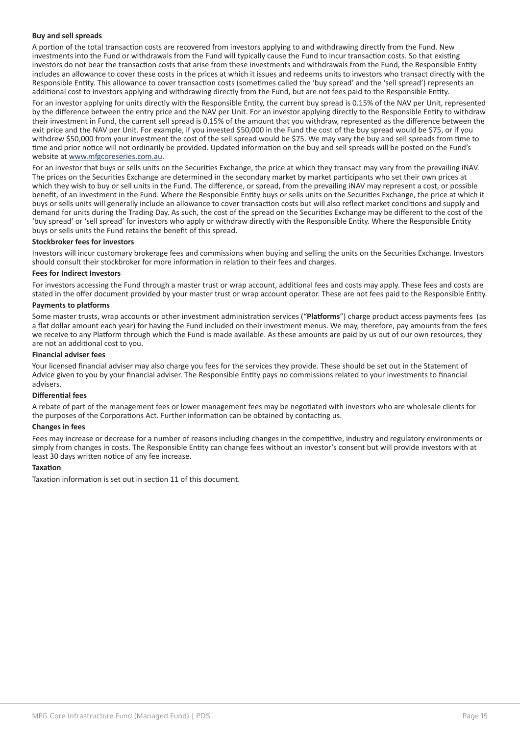### Buy and sell spreads

A portion of the total transaction costs are recovered from investors applying to and withdrawing directly from the Fund. New investments into the Fund or withdrawals from the Fund will typically cause the Fund to incur transaction costs. So that existing investors do not bear the transaction costs that arise from these investments and withdrawals from the Fund, the Responsible Entity includes an allowance to cover these costs in the prices at which it issues and redeems units to investors who transact directly with the Responsible Entity. This allowance to cover transaction costs (sometimes called the 'buy spread' and the 'sell spread') represents an additional cost to investors applying and withdrawing directly from the Fund, but are not fees paid to the Responsible Entity.

For an investor applying for units directly with the Responsible Entity, the current buy spread is 0.15% of the NAV per Unit, represented by the difference between the entry price and the NAV per Unit. For an investor applying directly to the Responsible Entity to withdraw their investment in Fund, the current sell spread is 0.15% of the amount that you withdraw, represented as the difference between the exit price and the NAV per Unit. For example, if you invested $50,000 in the Fund the cost of the buy spread would be $75, or if you withdrew $50,000 from your investment the cost of the sell spread would be $75. We may vary the buy and sell spreads from time to time and prior notice will not ordinarily be provided. Updated information on the buy and sell spreads will be posted on the Fund's website at www.mfgcoreseries.com.au.

For an investor that buys or sells units on the Securities Exchange, the price at which they transact may vary from the prevailing iNAV. The prices on the Securities Exchange are determined in the secondary market by market participants who set their own prices at which they wish to buy or sell units in the Fund. The difference, or spread, from the prevailing iNAV may represent a cost, or possible benefit, of an investment in the Fund. Where the Responsible Entity buys or sells units on the Securities Exchange, the price at which it buys or sells units will generally include an allowance to cover transaction costs but will also reflect market conditions and supply and demand for units during the Trading Day. As such, the cost of the spread on the Securities Exchange may be different to the cost of the 'buy spread' or 'sell spread' for investors who apply or withdraw directly with the Responsible Entity. Where the Responsible Entity buys or sells units the Fund retains the benefit of this spread.

### Stockbroker fees for investors

Investors will incur customary brokerage fees and commissions when buying and selling the units on the Securities Exchange. Investors should consult their stockbroker for more information in relation to their fees and charges.

### Fees for Indirect Investors

For investors accessing the Fund through a master trust or wrap account, additional fees and costs may apply. These fees and costs are stated in the offer document provided by your master trust or wrap account operator. These are not fees paid to the Responsible Entity.

### Payments to platforms

Some master trusts, wrap accounts or other investment administration services ("**Platforms**") charge product access payments fees (as a flat dollar amount each year) for having the Fund included on their investment menus. We may, therefore, pay amounts from the fees we receive to any Platform through which the Fund is made available. As these amounts are paid by us out of our own resources, they are not an additional cost to you.

### Financial adviser fees

Your licensed financial adviser may also charge you fees for the services they provide. These should be set out in the Statement of Advice given to you by your financial adviser. The Responsible Entity pays no commissions related to your investments to financial advisers.

### Differential fees

A rebate of part of the management fees or lower management fees may be negotiated with investors who are wholesale clients for the purposes of the Corporations Act. Further information can be obtained by contacting us.

### Changes in fees

Fees may increase or decrease for a number of reasons including changes in the competitive, industry and regulatory environments or simply from changes in costs. The Responsible Entity can change fees without an investor's consent but will provide investors with at least 30 days written notice of any fee increase.

### Taxation

Taxation information is set out in section 11 of this document.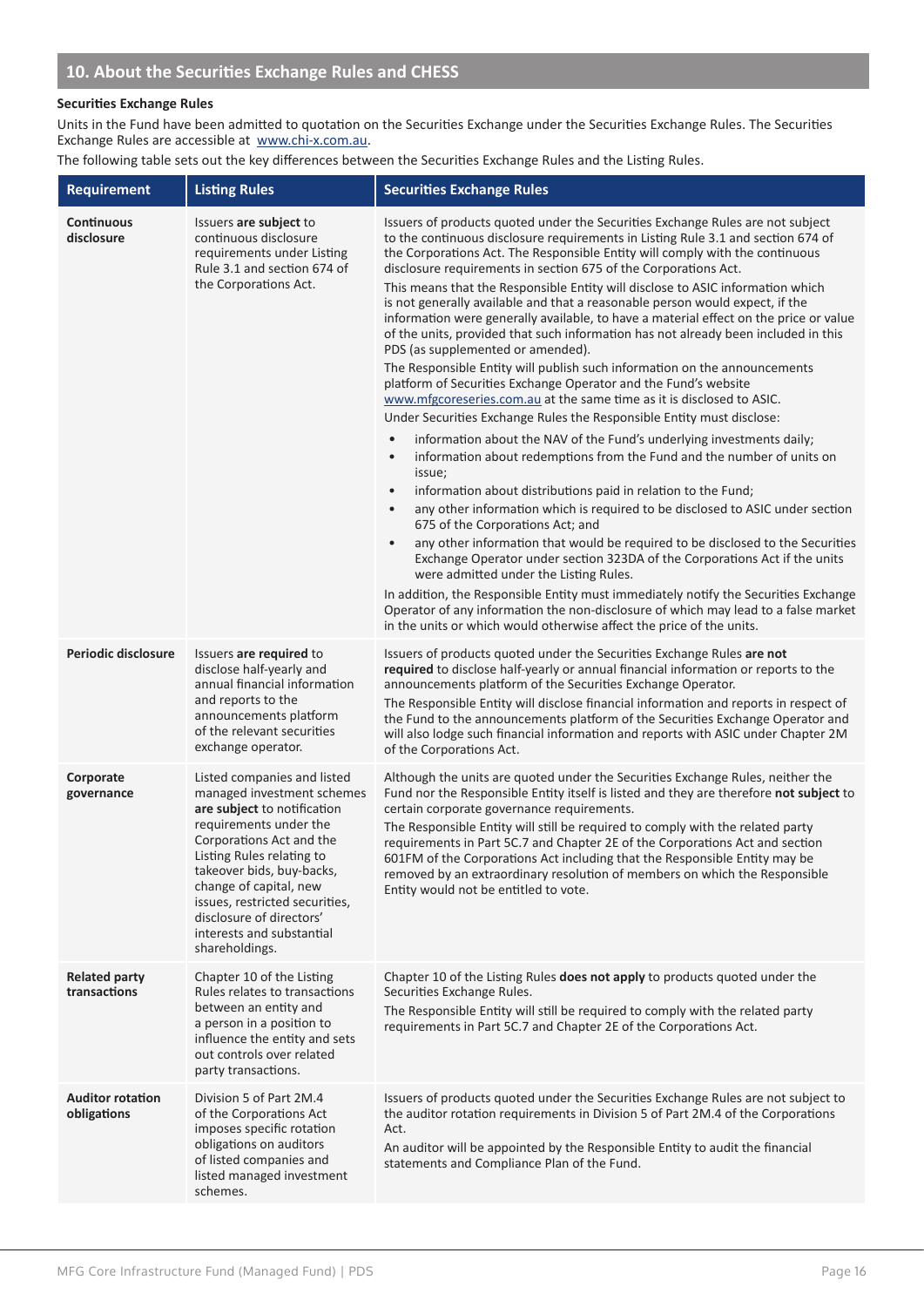## 10. About the Securities Exchange Rules and CHESS

**Securities Exchange Rules**

Units in the Fund have been admitted to quotation on the Securities Exchange under the Securities Exchange Rules. The Securities Exchange Rules are accessible at www.chi-x.com.au.

The following table sets out the key differences between the Securities Exchange Rules and the Listing Rules.

| Requirement | Listing Rules | Securities Exchange Rules |
|---|---|---|
| **Continuous disclosure** | Issuers **are subject** to continuous disclosure requirements under Listing Rule 3.1 and section 674 of the Corporations Act. | Issuers of products quoted under the Securities Exchange Rules are not subject to the continuous disclosure requirements in Listing Rule 3.1 and section 674 of the Corporations Act. The Responsible Entity will comply with the continuous disclosure requirements in section 675 of the Corporations Act.<br>This means that the Responsible Entity will disclose to ASIC information which is not generally available and that a reasonable person would expect, if the information were generally available, to have a material effect on the price or value of the units, provided that such information has not already been included in this PDS (as supplemented or amended).<br>The Responsible Entity will publish such information on the announcements platform of Securities Exchange Operator and the Fund's website www.mfgcoreseries.com.au at the same time as it is disclosed to ASIC.<br>Under Securities Exchange Rules the Responsible Entity must disclose:<br>• information about the NAV of the Fund's underlying investments daily;<br>• information about redemptions from the Fund and the number of units on issue;<br>• information about distributions paid in relation to the Fund;<br>• any other information which is required to be disclosed to ASIC under section 675 of the Corporations Act; and<br>• any other information that would be required to be disclosed to the Securities Exchange Operator under section 323DA of the Corporations Act if the units were admitted under the Listing Rules.<br>In addition, the Responsible Entity must immediately notify the Securities Exchange Operator of any information the non-disclosure of which may lead to a false market in the units or which would otherwise affect the price of the units. |
| **Periodic disclosure** | Issuers **are required** to disclose half-yearly and annual financial information and reports to the announcements platform of the relevant securities exchange operator. | Issuers of products quoted under the Securities Exchange Rules **are not required** to disclose half-yearly or annual financial information or reports to the announcements platform of the Securities Exchange Operator.<br>The Responsible Entity will disclose financial information and reports in respect of the Fund to the announcements platform of the Securities Exchange Operator and will also lodge such financial information and reports with ASIC under Chapter 2M of the Corporations Act. |
| **Corporate governance** | Listed companies and listed managed investment schemes **are subject** to notification requirements under the Corporations Act and the Listing Rules relating to takeover bids, buy-backs, change of capital, new issues, restricted securities, disclosure of directors' interests and substantial shareholdings. | Although the units are quoted under the Securities Exchange Rules, neither the Fund nor the Responsible Entity itself is listed and they are therefore **not subject** to certain corporate governance requirements.<br>The Responsible Entity will still be required to comply with the related party requirements in Part 5C.7 and Chapter 2E of the Corporations Act and section 601FM of the Corporations Act including that the Responsible Entity may be removed by an extraordinary resolution of members on which the Responsible Entity would not be entitled to vote. |
| **Related party transactions** | Chapter 10 of the Listing Rules relates to transactions between an entity and a person in a position to influence the entity and sets out controls over related party transactions. | Chapter 10 of the Listing Rules **does not apply** to products quoted under the Securities Exchange Rules.<br>The Responsible Entity will still be required to comply with the related party requirements in Part 5C.7 and Chapter 2E of the Corporations Act. |
| **Auditor rotation obligations** | Division 5 of Part 2M.4 of the Corporations Act imposes specific rotation obligations on auditors of listed companies and listed managed investment schemes. | Issuers of products quoted under the Securities Exchange Rules are not subject to the auditor rotation requirements in Division 5 of Part 2M.4 of the Corporations Act.<br>An auditor will be appointed by the Responsible Entity to audit the financial statements and Compliance Plan of the Fund. |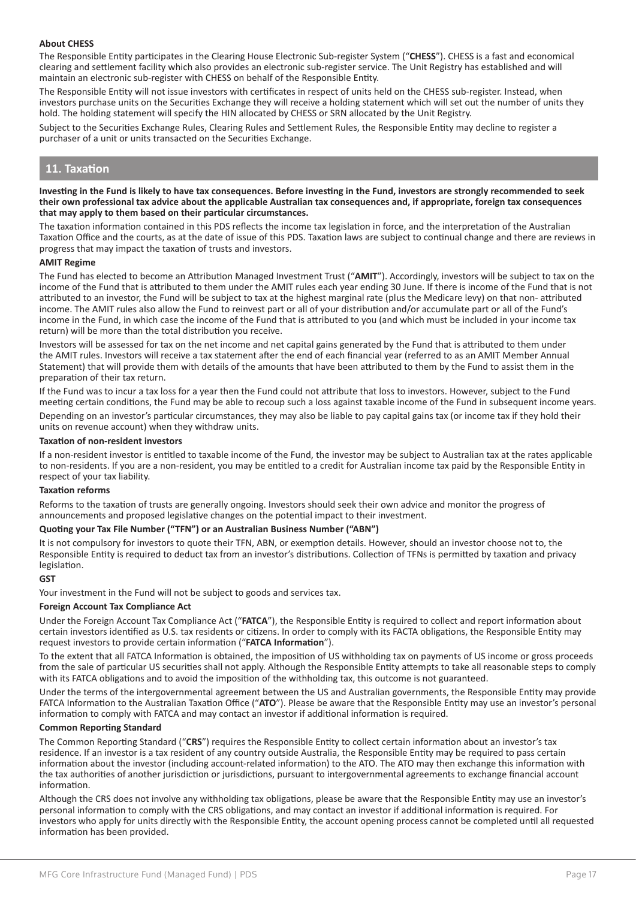**About CHESS**

The Responsible Entity participates in the Clearing House Electronic Sub-register System ("**CHESS**"). CHESS is a fast and economical clearing and settlement facility which also provides an electronic sub-register service. The Unit Registry has established and will maintain an electronic sub-register with CHESS on behalf of the Responsible Entity.

The Responsible Entity will not issue investors with certificates in respect of units held on the CHESS sub-register. Instead, when investors purchase units on the Securities Exchange they will receive a holding statement which will set out the number of units they hold. The holding statement will specify the HIN allocated by CHESS or SRN allocated by the Unit Registry.

Subject to the Securities Exchange Rules, Clearing Rules and Settlement Rules, the Responsible Entity may decline to register a purchaser of a unit or units transacted on the Securities Exchange.

## 11. Taxation

**Investing in the Fund is likely to have tax consequences. Before investing in the Fund, investors are strongly recommended to seek their own professional tax advice about the applicable Australian tax consequences and, if appropriate, foreign tax consequences that may apply to them based on their particular circumstances.**

The taxation information contained in this PDS reflects the income tax legislation in force, and the interpretation of the Australian Taxation Office and the courts, as at the date of issue of this PDS. Taxation laws are subject to continual change and there are reviews in progress that may impact the taxation of trusts and investors.

**AMIT Regime**

The Fund has elected to become an Attribution Managed Investment Trust ("**AMIT**"). Accordingly, investors will be subject to tax on the income of the Fund that is attributed to them under the AMIT rules each year ending 30 June. If there is income of the Fund that is not attributed to an investor, the Fund will be subject to tax at the highest marginal rate (plus the Medicare levy) on that non- attributed income. The AMIT rules also allow the Fund to reinvest part or all of your distribution and/or accumulate part or all of the Fund's income in the Fund, in which case the income of the Fund that is attributed to you (and which must be included in your income tax return) will be more than the total distribution you receive.

Investors will be assessed for tax on the net income and net capital gains generated by the Fund that is attributed to them under the AMIT rules. Investors will receive a tax statement after the end of each financial year (referred to as an AMIT Member Annual Statement) that will provide them with details of the amounts that have been attributed to them by the Fund to assist them in the preparation of their tax return.

If the Fund was to incur a tax loss for a year then the Fund could not attribute that loss to investors. However, subject to the Fund meeting certain conditions, the Fund may be able to recoup such a loss against taxable income of the Fund in subsequent income years.

Depending on an investor's particular circumstances, they may also be liable to pay capital gains tax (or income tax if they hold their units on revenue account) when they withdraw units.

**Taxation of non-resident investors**

If a non-resident investor is entitled to taxable income of the Fund, the investor may be subject to Australian tax at the rates applicable to non-residents. If you are a non-resident, you may be entitled to a credit for Australian income tax paid by the Responsible Entity in respect of your tax liability.

**Taxation reforms**

Reforms to the taxation of trusts are generally ongoing. Investors should seek their own advice and monitor the progress of announcements and proposed legislative changes on the potential impact to their investment.

**Quoting your Tax File Number ("TFN") or an Australian Business Number ("ABN")**

It is not compulsory for investors to quote their TFN, ABN, or exemption details. However, should an investor choose not to, the Responsible Entity is required to deduct tax from an investor's distributions. Collection of TFNs is permitted by taxation and privacy legislation.

**GST**

Your investment in the Fund will not be subject to goods and services tax.

**Foreign Account Tax Compliance Act**

Under the Foreign Account Tax Compliance Act ("**FATCA**"), the Responsible Entity is required to collect and report information about certain investors identified as U.S. tax residents or citizens. In order to comply with its FACTA obligations, the Responsible Entity may request investors to provide certain information ("**FATCA Information**").

To the extent that all FATCA Information is obtained, the imposition of US withholding tax on payments of US income or gross proceeds from the sale of particular US securities shall not apply. Although the Responsible Entity attempts to take all reasonable steps to comply with its FATCA obligations and to avoid the imposition of the withholding tax, this outcome is not guaranteed.

Under the terms of the intergovernmental agreement between the US and Australian governments, the Responsible Entity may provide FATCA Information to the Australian Taxation Office ("**ATO**"). Please be aware that the Responsible Entity may use an investor's personal information to comply with FATCA and may contact an investor if additional information is required.

**Common Reporting Standard**

The Common Reporting Standard ("**CRS**") requires the Responsible Entity to collect certain information about an investor's tax residence. If an investor is a tax resident of any country outside Australia, the Responsible Entity may be required to pass certain information about the investor (including account-related information) to the ATO. The ATO may then exchange this information with the tax authorities of another jurisdiction or jurisdictions, pursuant to intergovernmental agreements to exchange financial account information.

Although the CRS does not involve any withholding tax obligations, please be aware that the Responsible Entity may use an investor's personal information to comply with the CRS obligations, and may contact an investor if additional information is required. For investors who apply for units directly with the Responsible Entity, the account opening process cannot be completed until all requested information has been provided.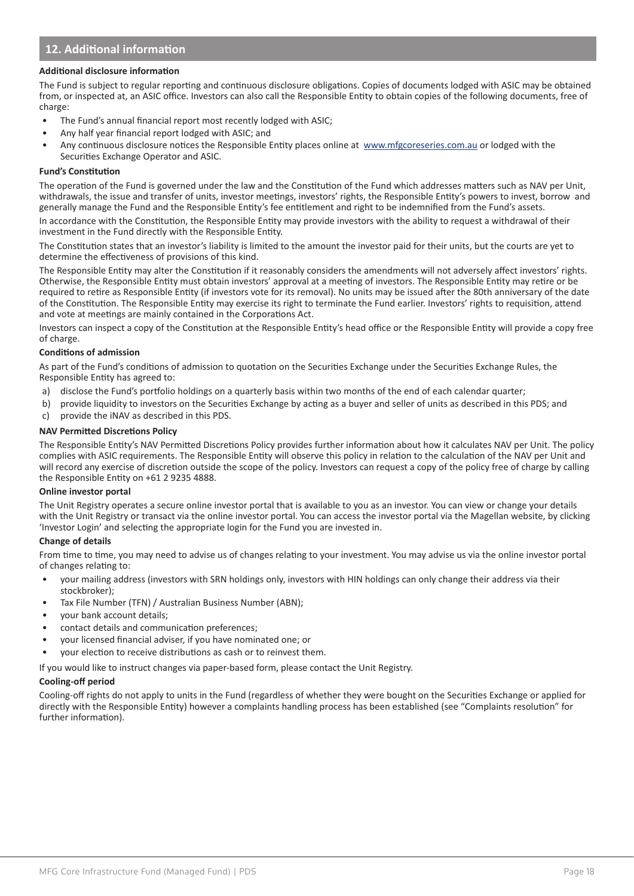## 12. Additional information

**Additional disclosure information**

The Fund is subject to regular reporting and continuous disclosure obligations. Copies of documents lodged with ASIC may be obtained from, or inspected at, an ASIC office. Investors can also call the Responsible Entity to obtain copies of the following documents, free of charge:

- The Fund's annual financial report most recently lodged with ASIC;
- Any half year financial report lodged with ASIC; and
- Any continuous disclosure notices the Responsible Entity places online at www.mfgcoreseries.com.au or lodged with the Securities Exchange Operator and ASIC.

**Fund's Constitution**

The operation of the Fund is governed under the law and the Constitution of the Fund which addresses matters such as NAV per Unit, withdrawals, the issue and transfer of units, investor meetings, investors' rights, the Responsible Entity's powers to invest, borrow and generally manage the Fund and the Responsible Entity's fee entitlement and right to be indemnified from the Fund's assets.

In accordance with the Constitution, the Responsible Entity may provide investors with the ability to request a withdrawal of their investment in the Fund directly with the Responsible Entity.

The Constitution states that an investor's liability is limited to the amount the investor paid for their units, but the courts are yet to determine the effectiveness of provisions of this kind.

The Responsible Entity may alter the Constitution if it reasonably considers the amendments will not adversely affect investors' rights. Otherwise, the Responsible Entity must obtain investors' approval at a meeting of investors. The Responsible Entity may retire or be required to retire as Responsible Entity (if investors vote for its removal). No units may be issued after the 80th anniversary of the date of the Constitution. The Responsible Entity may exercise its right to terminate the Fund earlier. Investors' rights to requisition, attend and vote at meetings are mainly contained in the Corporations Act.

Investors can inspect a copy of the Constitution at the Responsible Entity's head office or the Responsible Entity will provide a copy free of charge.

**Conditions of admission**

As part of the Fund's conditions of admission to quotation on the Securities Exchange under the Securities Exchange Rules, the Responsible Entity has agreed to:

a) disclose the Fund's portfolio holdings on a quarterly basis within two months of the end of each calendar quarter;
b) provide liquidity to investors on the Securities Exchange by acting as a buyer and seller of units as described in this PDS; and
c) provide the iNAV as described in this PDS.

**NAV Permitted Discretions Policy**

The Responsible Entity's NAV Permitted Discretions Policy provides further information about how it calculates NAV per Unit. The policy complies with ASIC requirements. The Responsible Entity will observe this policy in relation to the calculation of the NAV per Unit and will record any exercise of discretion outside the scope of the policy. Investors can request a copy of the policy free of charge by calling the Responsible Entity on +61 2 9235 4888.

**Online investor portal**

The Unit Registry operates a secure online investor portal that is available to you as an investor. You can view or change your details with the Unit Registry or transact via the online investor portal. You can access the investor portal via the Magellan website, by clicking 'Investor Login' and selecting the appropriate login for the Fund you are invested in.

**Change of details**

From time to time, you may need to advise us of changes relating to your investment. You may advise us via the online investor portal of changes relating to:

- your mailing address (investors with SRN holdings only, investors with HIN holdings can only change their address via their stockbroker);
- Tax File Number (TFN) / Australian Business Number (ABN);
- your bank account details;
- contact details and communication preferences;
- your licensed financial adviser, if you have nominated one; or
- your election to receive distributions as cash or to reinvest them.

If you would like to instruct changes via paper-based form, please contact the Unit Registry.

**Cooling-off period**

Cooling-off rights do not apply to units in the Fund (regardless of whether they were bought on the Securities Exchange or applied for directly with the Responsible Entity) however a complaints handling process has been established (see "Complaints resolution" for further information).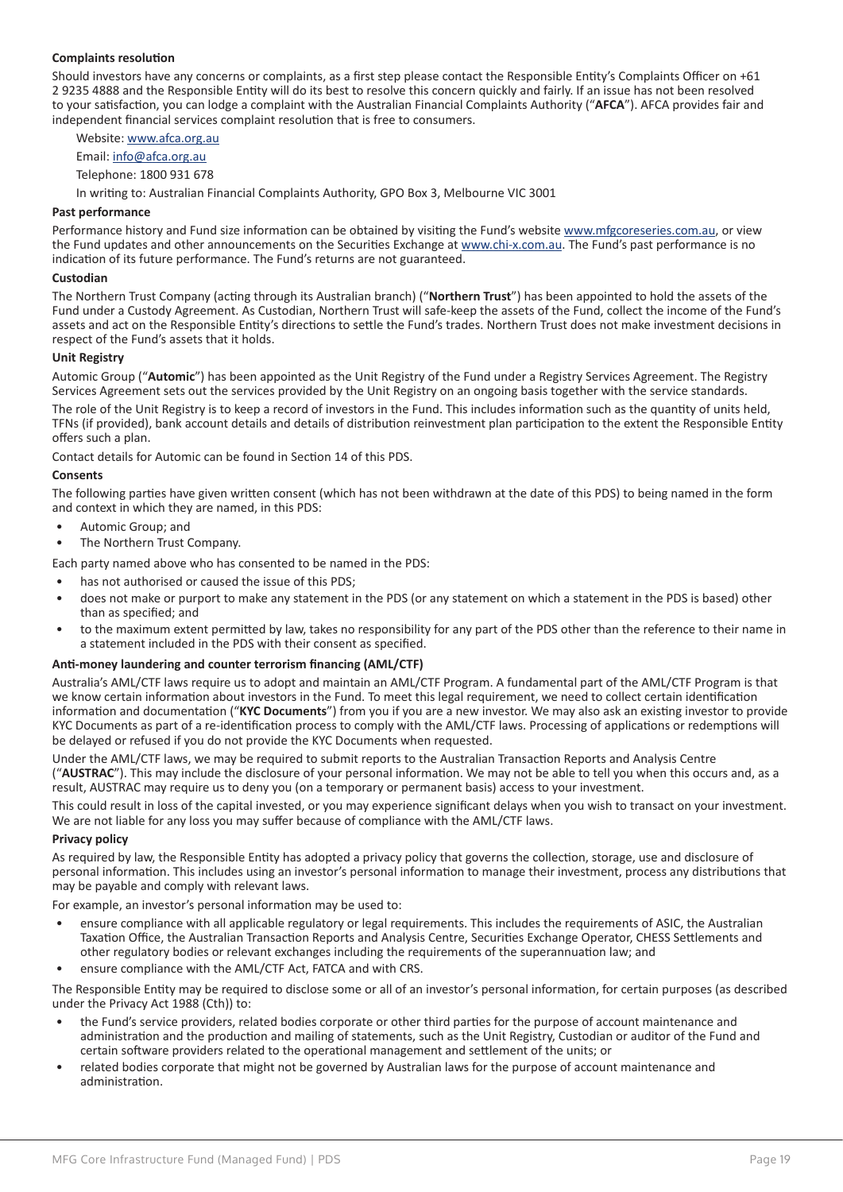**Complaints resolution**

Should investors have any concerns or complaints, as a first step please contact the Responsible Entity's Complaints Officer on +61 2 9235 4888 and the Responsible Entity will do its best to resolve this concern quickly and fairly. If an issue has not been resolved to your satisfaction, you can lodge a complaint with the Australian Financial Complaints Authority ("**AFCA**"). AFCA provides fair and independent financial services complaint resolution that is free to consumers.

Website: www.afca.org.au

Email: info@afca.org.au

Telephone: 1800 931 678

In writing to: Australian Financial Complaints Authority, GPO Box 3, Melbourne VIC 3001

**Past performance**

Performance history and Fund size information can be obtained by visiting the Fund's website www.mfgcoreseries.com.au, or view the Fund updates and other announcements on the Securities Exchange at www.chi-x.com.au. The Fund's past performance is no indication of its future performance. The Fund's returns are not guaranteed.

**Custodian**

The Northern Trust Company (acting through its Australian branch) ("**Northern Trust**") has been appointed to hold the assets of the Fund under a Custody Agreement. As Custodian, Northern Trust will safe-keep the assets of the Fund, collect the income of the Fund's assets and act on the Responsible Entity's directions to settle the Fund's trades. Northern Trust does not make investment decisions in respect of the Fund's assets that it holds.

**Unit Registry**

Automic Group ("**Automic**") has been appointed as the Unit Registry of the Fund under a Registry Services Agreement. The Registry Services Agreement sets out the services provided by the Unit Registry on an ongoing basis together with the service standards.

The role of the Unit Registry is to keep a record of investors in the Fund. This includes information such as the quantity of units held, TFNs (if provided), bank account details and details of distribution reinvestment plan participation to the extent the Responsible Entity offers such a plan.

Contact details for Automic can be found in Section 14 of this PDS.

**Consents**

The following parties have given written consent (which has not been withdrawn at the date of this PDS) to being named in the form and context in which they are named, in this PDS:

- Automic Group; and
- The Northern Trust Company.

Each party named above who has consented to be named in the PDS:

- has not authorised or caused the issue of this PDS;
- does not make or purport to make any statement in the PDS (or any statement on which a statement in the PDS is based) other than as specified; and
- to the maximum extent permitted by law, takes no responsibility for any part of the PDS other than the reference to their name in a statement included in the PDS with their consent as specified.

**Anti-money laundering and counter terrorism financing (AML/CTF)**

Australia's AML/CTF laws require us to adopt and maintain an AML/CTF Program. A fundamental part of the AML/CTF Program is that we know certain information about investors in the Fund. To meet this legal requirement, we need to collect certain identification information and documentation ("**KYC Documents**") from you if you are a new investor. We may also ask an existing investor to provide KYC Documents as part of a re-identification process to comply with the AML/CTF laws. Processing of applications or redemptions will be delayed or refused if you do not provide the KYC Documents when requested.

Under the AML/CTF laws, we may be required to submit reports to the Australian Transaction Reports and Analysis Centre ("**AUSTRAC**"). This may include the disclosure of your personal information. We may not be able to tell you when this occurs and, as a result, AUSTRAC may require us to deny you (on a temporary or permanent basis) access to your investment.

This could result in loss of the capital invested, or you may experience significant delays when you wish to transact on your investment. We are not liable for any loss you may suffer because of compliance with the AML/CTF laws.

**Privacy policy**

As required by law, the Responsible Entity has adopted a privacy policy that governs the collection, storage, use and disclosure of personal information. This includes using an investor's personal information to manage their investment, process any distributions that may be payable and comply with relevant laws.

For example, an investor's personal information may be used to:

- ensure compliance with all applicable regulatory or legal requirements. This includes the requirements of ASIC, the Australian Taxation Office, the Australian Transaction Reports and Analysis Centre, Securities Exchange Operator, CHESS Settlements and other regulatory bodies or relevant exchanges including the requirements of the superannuation law; and
- ensure compliance with the AML/CTF Act, FATCA and with CRS.

The Responsible Entity may be required to disclose some or all of an investor's personal information, for certain purposes (as described under the Privacy Act 1988 (Cth)) to:

- the Fund's service providers, related bodies corporate or other third parties for the purpose of account maintenance and administration and the production and mailing of statements, such as the Unit Registry, Custodian or auditor of the Fund and certain software providers related to the operational management and settlement of the units; or
- related bodies corporate that might not be governed by Australian laws for the purpose of account maintenance and administration.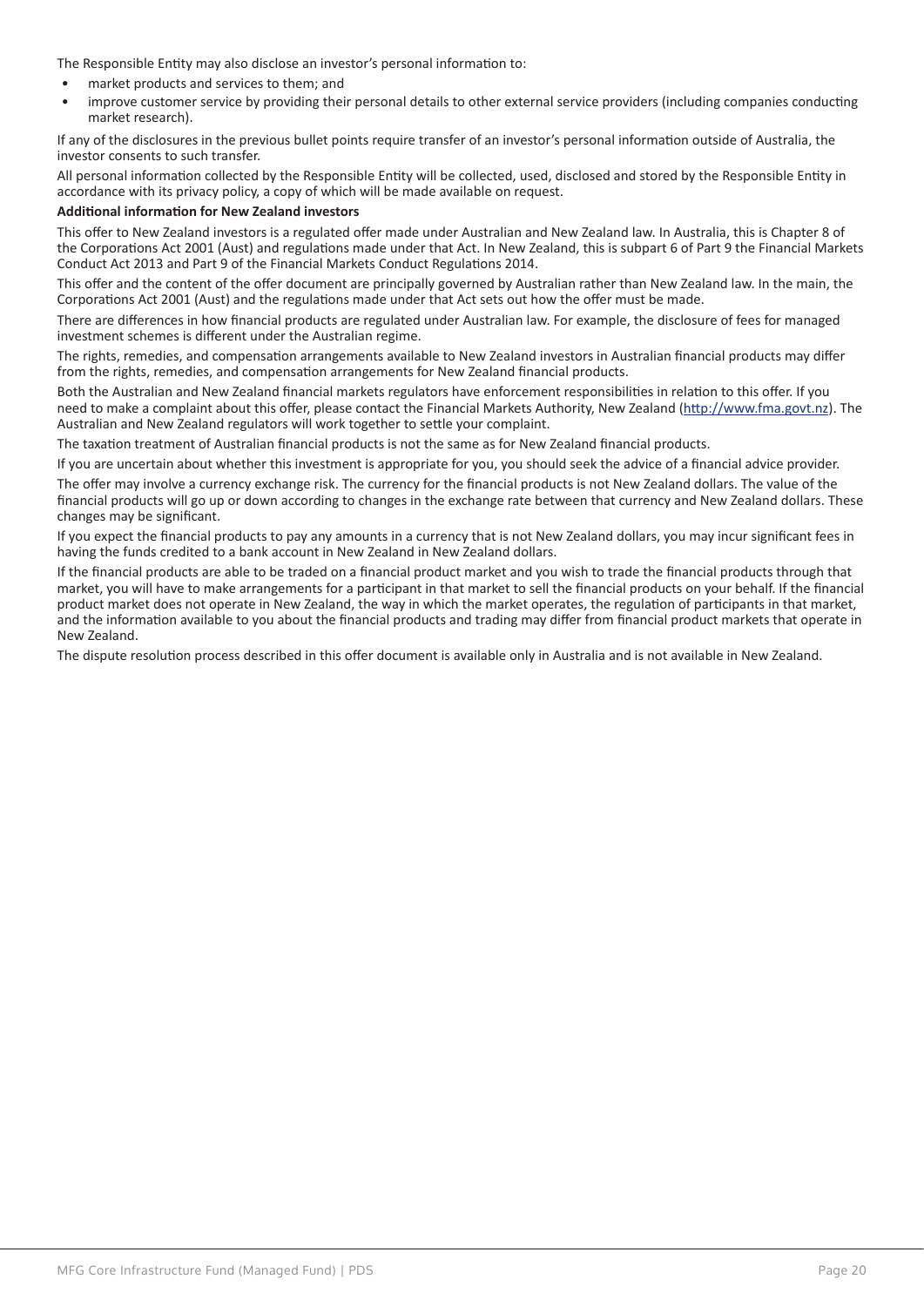The Responsible Entity may also disclose an investor's personal information to:

- market products and services to them; and
- improve customer service by providing their personal details to other external service providers (including companies conducting market research).

If any of the disclosures in the previous bullet points require transfer of an investor's personal information outside of Australia, the investor consents to such transfer.

All personal information collected by the Responsible Entity will be collected, used, disclosed and stored by the Responsible Entity in accordance with its privacy policy, a copy of which will be made available on request.

**Additional information for New Zealand investors**

This offer to New Zealand investors is a regulated offer made under Australian and New Zealand law. In Australia, this is Chapter 8 of the Corporations Act 2001 (Aust) and regulations made under that Act. In New Zealand, this is subpart 6 of Part 9 the Financial Markets Conduct Act 2013 and Part 9 of the Financial Markets Conduct Regulations 2014.

This offer and the content of the offer document are principally governed by Australian rather than New Zealand law. In the main, the Corporations Act 2001 (Aust) and the regulations made under that Act sets out how the offer must be made.

There are differences in how financial products are regulated under Australian law. For example, the disclosure of fees for managed investment schemes is different under the Australian regime.

The rights, remedies, and compensation arrangements available to New Zealand investors in Australian financial products may differ from the rights, remedies, and compensation arrangements for New Zealand financial products.

Both the Australian and New Zealand financial markets regulators have enforcement responsibilities in relation to this offer. If you need to make a complaint about this offer, please contact the Financial Markets Authority, New Zealand (http://www.fma.govt.nz). The Australian and New Zealand regulators will work together to settle your complaint.

The taxation treatment of Australian financial products is not the same as for New Zealand financial products.

If you are uncertain about whether this investment is appropriate for you, you should seek the advice of a financial advice provider.

The offer may involve a currency exchange risk. The currency for the financial products is not New Zealand dollars. The value of the financial products will go up or down according to changes in the exchange rate between that currency and New Zealand dollars. These changes may be significant.

If you expect the financial products to pay any amounts in a currency that is not New Zealand dollars, you may incur significant fees in having the funds credited to a bank account in New Zealand in New Zealand dollars.

If the financial products are able to be traded on a financial product market and you wish to trade the financial products through that market, you will have to make arrangements for a participant in that market to sell the financial products on your behalf. If the financial product market does not operate in New Zealand, the way in which the market operates, the regulation of participants in that market, and the information available to you about the financial products and trading may differ from financial product markets that operate in New Zealand.

The dispute resolution process described in this offer document is available only in Australia and is not available in New Zealand.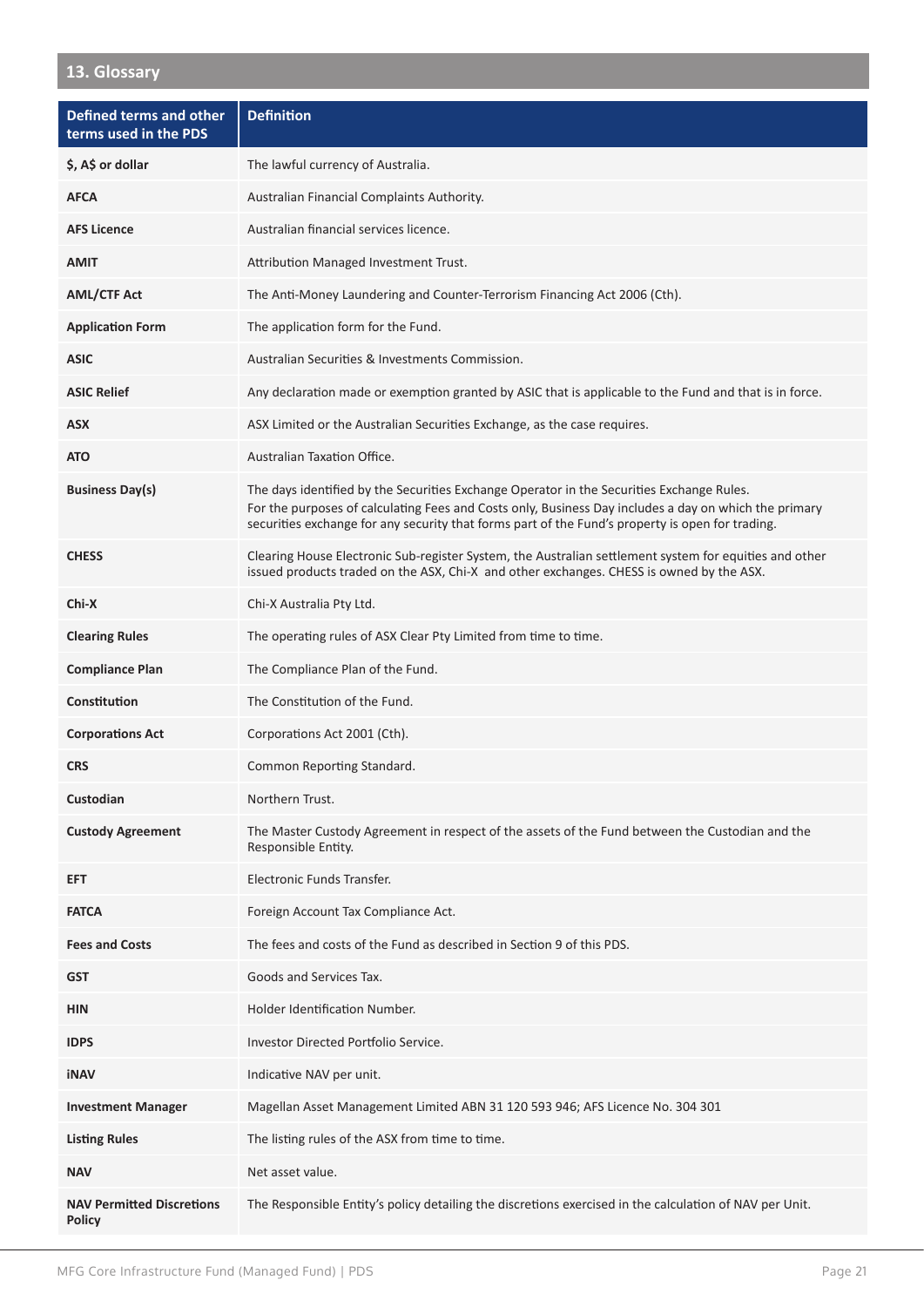## 13. Glossary

| Defined terms and other terms used in the PDS | Definition |
|---|---|
| **$, A$ or dollar** | The lawful currency of Australia. |
| **AFCA** | Australian Financial Complaints Authority. |
| **AFS Licence** | Australian financial services licence. |
| **AMIT** | Attribution Managed Investment Trust. |
| **AML/CTF Act** | The Anti-Money Laundering and Counter-Terrorism Financing Act 2006 (Cth). |
| **Application Form** | The application form for the Fund. |
| **ASIC** | Australian Securities & Investments Commission. |
| **ASIC Relief** | Any declaration made or exemption granted by ASIC that is applicable to the Fund and that is in force. |
| **ASX** | ASX Limited or the Australian Securities Exchange, as the case requires. |
| **ATO** | Australian Taxation Office. |
| **Business Day(s)** | The days identified by the Securities Exchange Operator in the Securities Exchange Rules. For the purposes of calculating Fees and Costs only, Business Day includes a day on which the primary securities exchange for any security that forms part of the Fund's property is open for trading. |
| **CHESS** | Clearing House Electronic Sub-register System, the Australian settlement system for equities and other issued products traded on the ASX, Chi-X and other exchanges. CHESS is owned by the ASX. |
| **Chi-X** | Chi-X Australia Pty Ltd. |
| **Clearing Rules** | The operating rules of ASX Clear Pty Limited from time to time. |
| **Compliance Plan** | The Compliance Plan of the Fund. |
| **Constitution** | The Constitution of the Fund. |
| **Corporations Act** | Corporations Act 2001 (Cth). |
| **CRS** | Common Reporting Standard. |
| **Custodian** | Northern Trust. |
| **Custody Agreement** | The Master Custody Agreement in respect of the assets of the Fund between the Custodian and the Responsible Entity. |
| **EFT** | Electronic Funds Transfer. |
| **FATCA** | Foreign Account Tax Compliance Act. |
| **Fees and Costs** | The fees and costs of the Fund as described in Section 9 of this PDS. |
| **GST** | Goods and Services Tax. |
| **HIN** | Holder Identification Number. |
| **IDPS** | Investor Directed Portfolio Service. |
| **iNAV** | Indicative NAV per unit. |
| **Investment Manager** | Magellan Asset Management Limited ABN 31 120 593 946; AFS Licence No. 304 301 |
| **Listing Rules** | The listing rules of the ASX from time to time. |
| **NAV** | Net asset value. |
| **NAV Permitted Discretions Policy** | The Responsible Entity's policy detailing the discretions exercised in the calculation of NAV per Unit. |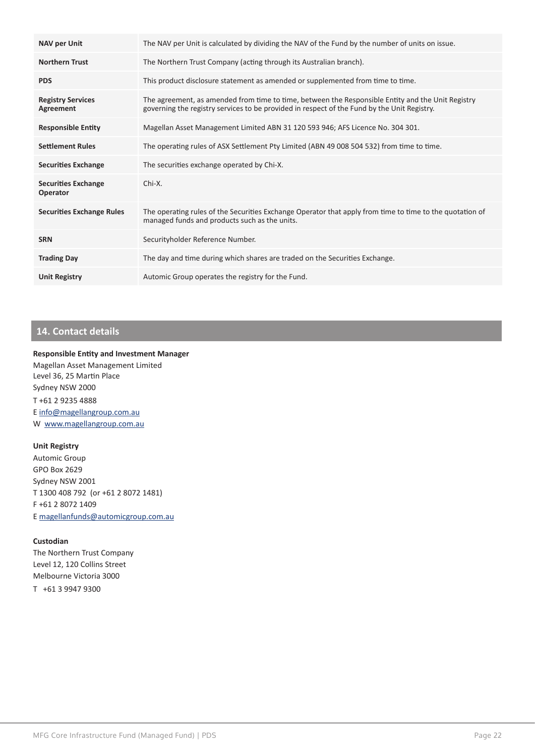| | |
|---|---|
| **NAV per Unit** | The NAV per Unit is calculated by dividing the NAV of the Fund by the number of units on issue. |
| **Northern Trust** | The Northern Trust Company (acting through its Australian branch). |
| **PDS** | This product disclosure statement as amended or supplemented from time to time. |
| **Registry Services Agreement** | The agreement, as amended from time to time, between the Responsible Entity and the Unit Registry governing the registry services to be provided in respect of the Fund by the Unit Registry. |
| **Responsible Entity** | Magellan Asset Management Limited ABN 31 120 593 946; AFS Licence No. 304 301. |
| **Settlement Rules** | The operating rules of ASX Settlement Pty Limited (ABN 49 008 504 532) from time to time. |
| **Securities Exchange** | The securities exchange operated by Chi-X. |
| **Securities Exchange Operator** | Chi-X. |
| **Securities Exchange Rules** | The operating rules of the Securities Exchange Operator that apply from time to time to the quotation of managed funds and products such as the units. |
| **SRN** | Securityholder Reference Number. |
| **Trading Day** | The day and time during which shares are traded on the Securities Exchange. |
| **Unit Registry** | Automic Group operates the registry for the Fund. |

## 14. Contact details

**Responsible Entity and Investment Manager**
Magellan Asset Management Limited
Level 36, 25 Martin Place
Sydney NSW 2000
T +61 2 9235 4888
E info@magellangroup.com.au
W www.magellangroup.com.au

**Unit Registry**
Automic Group
GPO Box 2629
Sydney NSW 2001
T 1300 408 792 (or +61 2 8072 1481)
F +61 2 8072 1409
E magellanfunds@automicgroup.com.au

**Custodian**
The Northern Trust Company
Level 12, 120 Collins Street
Melbourne Victoria 3000
T +61 3 9947 9300